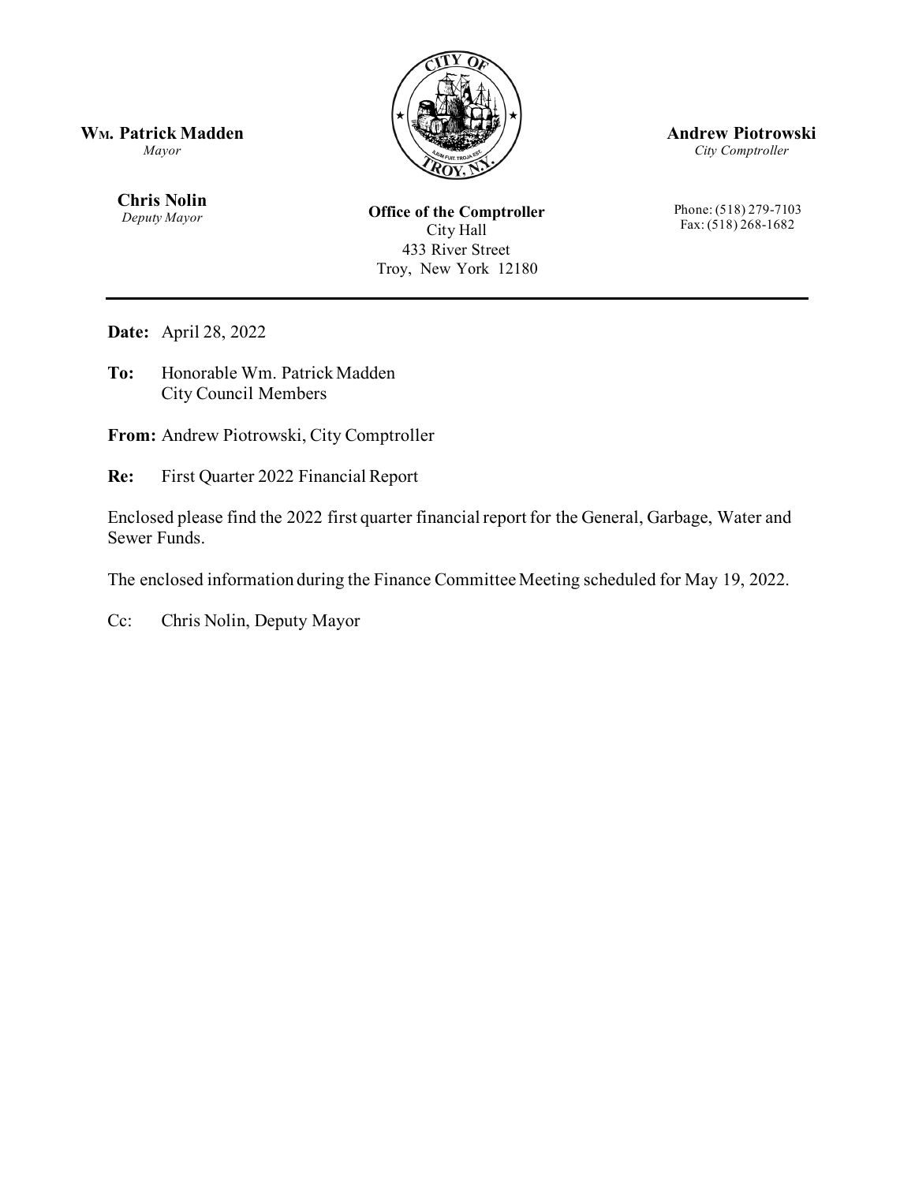**Wm. Patrick Madden**
*Mayor*

**Chris Nolin**
*Deputy Mayor*

**Office of the Comptroller**
City Hall
433 River Street
Troy, New York 12180

**Andrew Piotrowski**
*City Comptroller*

Phone: (518) 279-7103
Fax: (518) 268-1682

---

**Date:** April 28, 2022

**To:** Honorable Wm. Patrick Madden
City Council Members

**From:** Andrew Piotrowski, City Comptroller

**Re:** First Quarter 2022 Financial Report

Enclosed please find the 2022 first quarter financial report for the General, Garbage, Water and Sewer Funds.

The enclosed information during the Finance Committee Meeting scheduled for May 19, 2022.

Cc: Chris Nolin, Deputy Mayor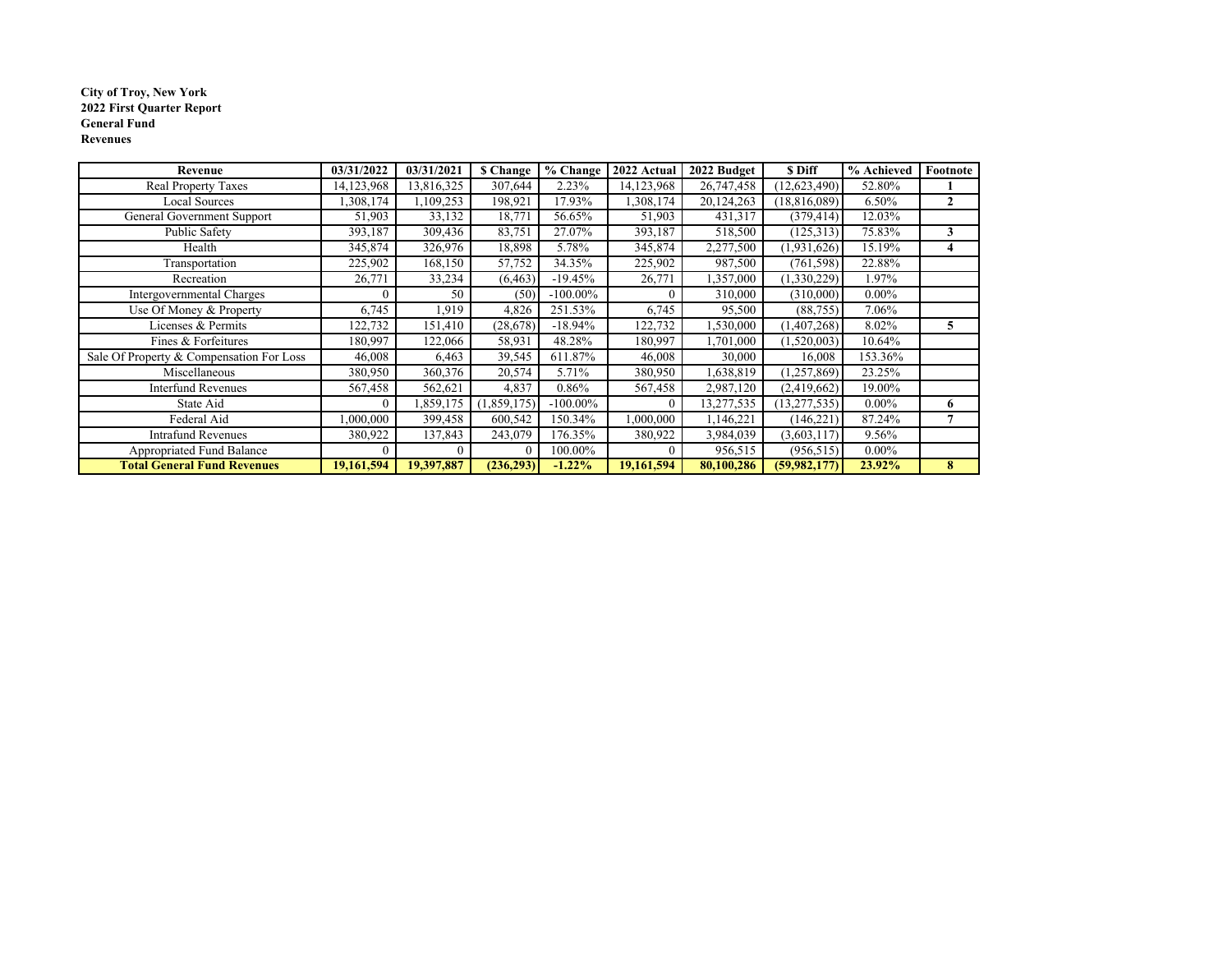**City of Troy, New York**
**2022 First Quarter Report**
**General Fund**
**Revenues**

| Revenue | 03/31/2022 | 03/31/2021 | $ Change | % Change | 2022 Actual | 2022 Budget | $ Diff | % Achieved | Footnote |
|---|---|---|---|---|---|---|---|---|---|
| Real Property Taxes | 14,123,968 | 13,816,325 | 307,644 | 2.23% | 14,123,968 | 26,747,458 | (12,623,490) | 52.80% | 1 |
| Local Sources | 1,308,174 | 1,109,253 | 198,921 | 17.93% | 1,308,174 | 20,124,263 | (18,816,089) | 6.50% | 2 |
| General Government Support | 51,903 | 33,132 | 18,771 | 56.65% | 51,903 | 431,317 | (379,414) | 12.03% | |
| Public Safety | 393,187 | 309,436 | 83,751 | 27.07% | 393,187 | 518,500 | (125,313) | 75.83% | 3 |
| Health | 345,874 | 326,976 | 18,898 | 5.78% | 345,874 | 2,277,500 | (1,931,626) | 15.19% | 4 |
| Transportation | 225,902 | 168,150 | 57,752 | 34.35% | 225,902 | 987,500 | (761,598) | 22.88% | |
| Recreation | 26,771 | 33,234 | (6,463) | -19.45% | 26,771 | 1,357,000 | (1,330,229) | 1.97% | |
| Intergovernmental Charges | 0 | 50 | (50) | -100.00% | 0 | 310,000 | (310,000) | 0.00% | |
| Use Of Money & Property | 6,745 | 1,919 | 4,826 | 251.53% | 6,745 | 95,500 | (88,755) | 7.06% | |
| Licenses & Permits | 122,732 | 151,410 | (28,678) | -18.94% | 122,732 | 1,530,000 | (1,407,268) | 8.02% | 5 |
| Fines & Forfeitures | 180,997 | 122,066 | 58,931 | 48.28% | 180,997 | 1,701,000 | (1,520,003) | 10.64% | |
| Sale Of Property & Compensation For Loss | 46,008 | 6,463 | 39,545 | 611.87% | 46,008 | 30,000 | 16,008 | 153.36% | |
| Miscellaneous | 380,950 | 360,376 | 20,574 | 5.71% | 380,950 | 1,638,819 | (1,257,869) | 23.25% | |
| Interfund Revenues | 567,458 | 562,621 | 4,837 | 0.86% | 567,458 | 2,987,120 | (2,419,662) | 19.00% | |
| State Aid | 0 | 1,859,175 | (1,859,175) | -100.00% | 0 | 13,277,535 | (13,277,535) | 0.00% | 6 |
| Federal Aid | 1,000,000 | 399,458 | 600,542 | 150.34% | 1,000,000 | 1,146,221 | (146,221) | 87.24% | 7 |
| Intrafund Revenues | 380,922 | 137,843 | 243,079 | 176.35% | 380,922 | 3,984,039 | (3,603,117) | 9.56% | |
| Appropriated Fund Balance | 0 | 0 | 0 | 100.00% | 0 | 956,515 | (956,515) | 0.00% | |
| **Total General Fund Revenues** | **19,161,594** | **19,397,887** | **(236,293)** | **-1.22%** | **19,161,594** | **80,100,286** | **(59,982,177)** | **23.92%** | **8** |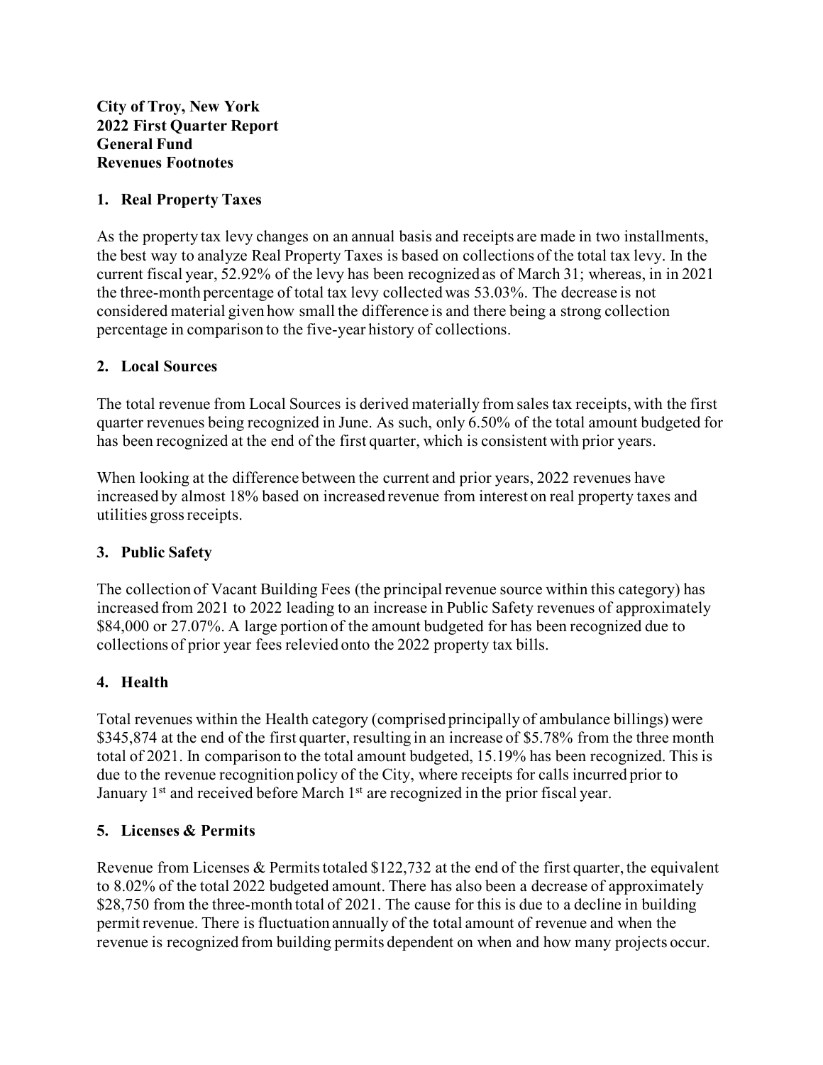**City of Troy, New York**
**2022 First Quarter Report**
**General Fund**
**Revenues Footnotes**

## 1. Real Property Taxes

As the property tax levy changes on an annual basis and receipts are made in two installments, the best way to analyze Real Property Taxes is based on collections of the total tax levy. In the current fiscal year, 52.92% of the levy has been recognized as of March 31; whereas, in in 2021 the three-month percentage of total tax levy collected was 53.03%. The decrease is not considered material given how small the difference is and there being a strong collection percentage in comparison to the five-year history of collections.

## 2. Local Sources

The total revenue from Local Sources is derived materially from sales tax receipts, with the first quarter revenues being recognized in June. As such, only 6.50% of the total amount budgeted for has been recognized at the end of the first quarter, which is consistent with prior years.

When looking at the difference between the current and prior years, 2022 revenues have increased by almost 18% based on increased revenue from interest on real property taxes and utilities gross receipts.

## 3. Public Safety

The collection of Vacant Building Fees (the principal revenue source within this category) has increased from 2021 to 2022 leading to an increase in Public Safety revenues of approximately $84,000 or 27.07%. A large portion of the amount budgeted for has been recognized due to collections of prior year fees relevied onto the 2022 property tax bills.

## 4. Health

Total revenues within the Health category (comprised principally of ambulance billings) were $345,874 at the end of the first quarter, resulting in an increase of $5.78% from the three month total of 2021. In comparison to the total amount budgeted, 15.19% has been recognized. This is due to the revenue recognition policy of the City, where receipts for calls incurred prior to January 1st and received before March 1st are recognized in the prior fiscal year.

## 5. Licenses & Permits

Revenue from Licenses & Permits totaled $122,732 at the end of the first quarter, the equivalent to 8.02% of the total 2022 budgeted amount. There has also been a decrease of approximately $28,750 from the three-month total of 2021. The cause for this is due to a decline in building permit revenue. There is fluctuation annually of the total amount of revenue and when the revenue is recognized from building permits dependent on when and how many projects occur.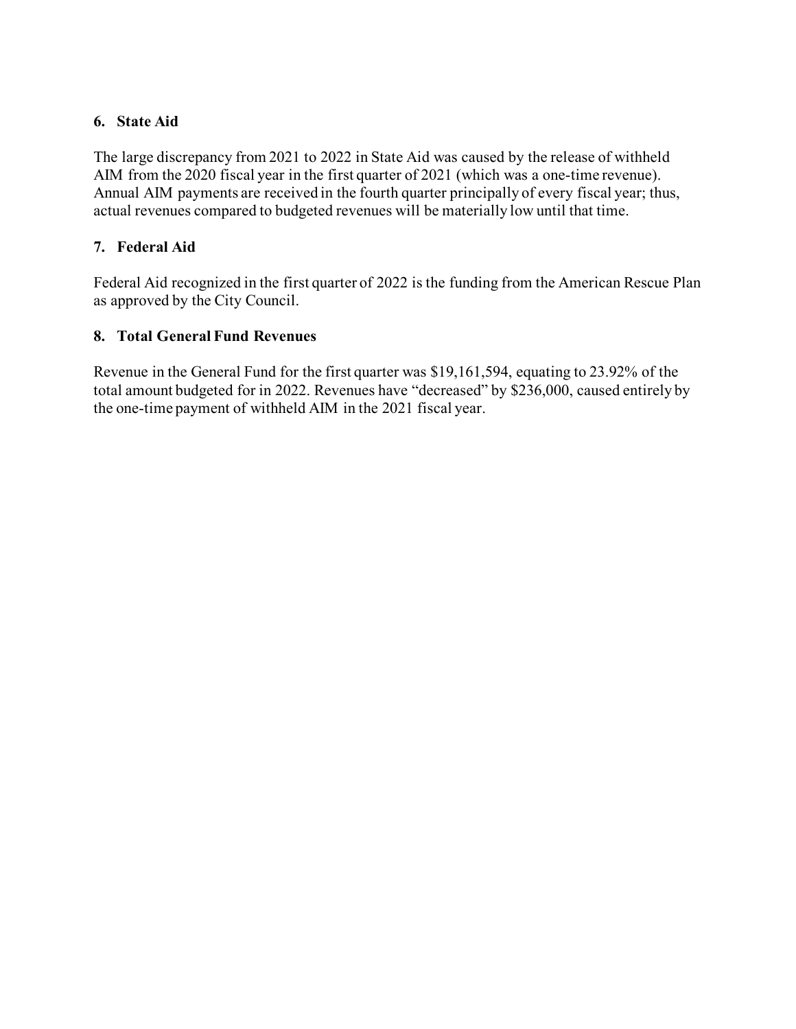### 6. State Aid

The large discrepancy from 2021 to 2022 in State Aid was caused by the release of withheld AIM from the 2020 fiscal year in the first quarter of 2021 (which was a one-time revenue). Annual AIM payments are received in the fourth quarter principally of every fiscal year; thus, actual revenues compared to budgeted revenues will be materially low until that time.

### 7. Federal Aid

Federal Aid recognized in the first quarter of 2022 is the funding from the American Rescue Plan as approved by the City Council.

### 8. Total General Fund Revenues

Revenue in the General Fund for the first quarter was $19,161,594, equating to 23.92% of the total amount budgeted for in 2022. Revenues have "decreased" by $236,000, caused entirely by the one-time payment of withheld AIM in the 2021 fiscal year.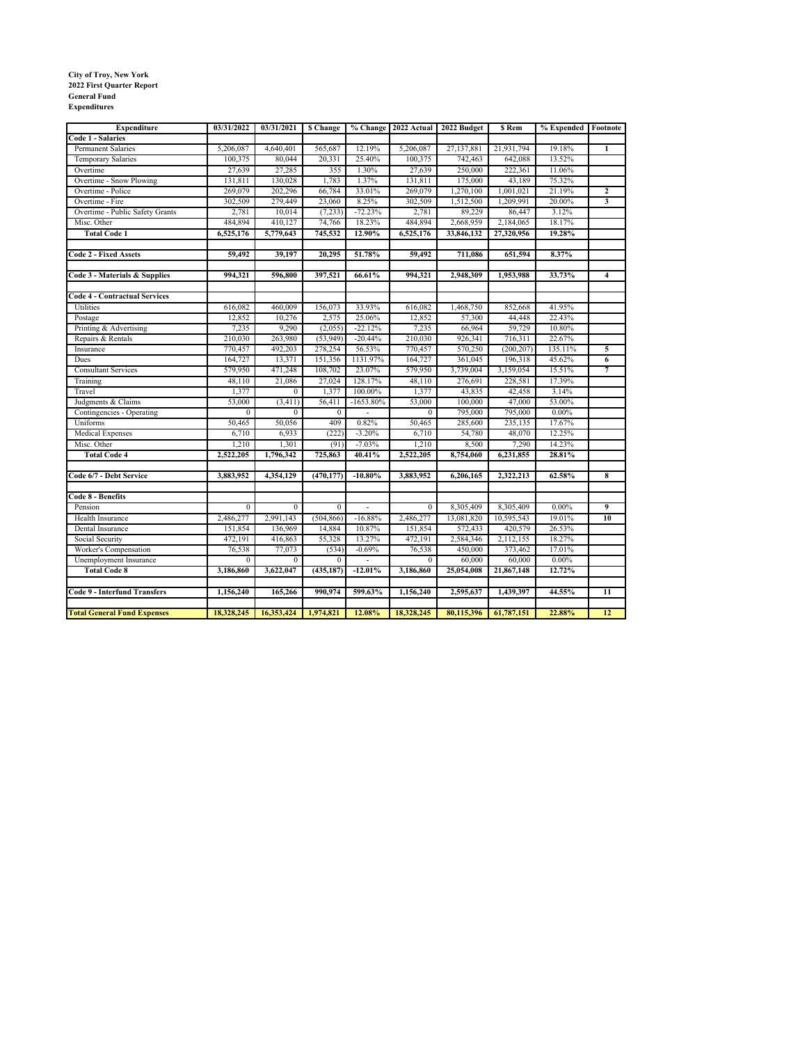**City of Troy, New York**
**2022 First Quarter Report**
**General Fund**
**Expenditures**

| Expenditure | 03/31/2022 | 03/31/2021 | $ Change | % Change | 2022 Actual | 2022 Budget | $ Rem | % Expended | Footnote |
|---|---|---|---|---|---|---|---|---|---|
| **Code 1 - Salaries** | | | | | | | | | |
| Permanent Salaries | 5,206,087 | 4,640,401 | 565,687 | 12.19% | 5,206,087 | 27,137,881 | 21,931,794 | 19.18% | 1 |
| Temporary Salaries | 100,375 | 80,044 | 20,331 | 25.40% | 100,375 | 742,463 | 642,088 | 13.52% | |
| Overtime | 27,639 | 27,285 | 355 | 1.30% | 27,639 | 250,000 | 222,361 | 11.06% | |
| Overtime - Snow Plowing | 131,811 | 130,028 | 1,783 | 1.37% | 131,811 | 175,000 | 43,189 | 75.32% | |
| Overtime - Police | 269,079 | 202,296 | 66,784 | 33.01% | 269,079 | 1,270,100 | 1,001,021 | 21.19% | 2 |
| Overtime - Fire | 302,509 | 279,449 | 23,060 | 8.25% | 302,509 | 1,512,500 | 1,209,991 | 20.00% | 3 |
| Overtime - Public Safety Grants | 2,781 | 10,014 | (7,233) | -72.23% | 2,781 | 89,229 | 86,447 | 3.12% | |
| Misc. Other | 484,894 | 410,127 | 74,766 | 18.23% | 484,894 | 2,668,959 | 2,184,065 | 18.17% | |
| **Total Code 1** | **6,525,176** | **5,779,643** | **745,532** | **12.90%** | **6,525,176** | **33,846,132** | **27,320,956** | **19.28%** | |
| | | | | | | | | | |
| **Code 2 - Fixed Assets** | **59,492** | **39,197** | **20,295** | **51.78%** | **59,492** | **711,086** | **651,594** | **8.37%** | |
| | | | | | | | | | |
| **Code 3 - Materials & Supplies** | **994,321** | **596,800** | **397,521** | **66.61%** | **994,321** | **2,948,309** | **1,953,988** | **33.73%** | **4** |
| | | | | | | | | | |
| **Code 4 - Contractual Services** | | | | | | | | | |
| Utilities | 616,082 | 460,009 | 156,073 | 33.93% | 616,082 | 1,468,750 | 852,668 | 41.95% | |
| Postage | 12,852 | 10,276 | 2,575 | 25.06% | 12,852 | 57,300 | 44,448 | 22.43% | |
| Printing & Advertising | 7,235 | 9,290 | (2,055) | -22.12% | 7,235 | 66,964 | 59,729 | 10.80% | |
| Repairs & Rentals | 210,030 | 263,980 | (53,949) | -20.44% | 210,030 | 926,341 | 716,311 | 22.67% | |
| Insurance | 770,457 | 492,203 | 278,254 | 56.53% | 770,457 | 570,250 | (200,207) | 135.11% | 5 |
| Dues | 164,727 | 13,371 | 151,356 | 1131.97% | 164,727 | 361,045 | 196,318 | 45.62% | 6 |
| Consultant Services | 579,950 | 471,248 | 108,702 | 23.07% | 579,950 | 3,739,004 | 3,159,054 | 15.51% | 7 |
| Training | 48,110 | 21,086 | 27,024 | 128.17% | 48,110 | 276,691 | 228,581 | 17.39% | |
| Travel | 1,377 | 0 | 1,377 | 100.00% | 1,377 | 43,835 | 42,458 | 3.14% | |
| Judgments & Claims | 53,000 | (3,411) | 56,411 | -1653.80% | 53,000 | 100,000 | 47,000 | 53.00% | |
| Contingencies - Operating | 0 | 0 | 0 | - | 0 | 795,000 | 795,000 | 0.00% | |
| Uniforms | 50,465 | 50,056 | 409 | 0.82% | 50,465 | 285,600 | 235,135 | 17.67% | |
| Medical Expenses | 6,710 | 6,933 | (222) | -3.20% | 6,710 | 54,780 | 48,070 | 12.25% | |
| Misc. Other | 1,210 | 1,301 | (91) | -7.03% | 1,210 | 8,500 | 7,290 | 14.23% | |
| **Total Code 4** | **2,522,205** | **1,796,342** | **725,863** | **40.41%** | **2,522,205** | **8,754,060** | **6,231,855** | **28.81%** | |
| | | | | | | | | | |
| **Code 6/7 - Debt Service** | **3,883,952** | **4,354,129** | **(470,177)** | **-10.80%** | **3,883,952** | **6,206,165** | **2,322,213** | **62.58%** | **8** |
| | | | | | | | | | |
| **Code 8 - Benefits** | | | | | | | | | |
| Pension | 0 | 0 | 0 | - | 0 | 8,305,409 | 8,305,409 | 0.00% | 9 |
| Health Insurance | 2,486,277 | 2,991,143 | (504,866) | -16.88% | 2,486,277 | 13,081,820 | 10,595,543 | 19.01% | 10 |
| Dental Insurance | 151,854 | 136,969 | 14,884 | 10.87% | 151,854 | 572,433 | 420,579 | 26.53% | |
| Social Security | 472,191 | 416,863 | 55,328 | 13.27% | 472,191 | 2,584,346 | 2,112,155 | 18.27% | |
| Worker's Compensation | 76,538 | 77,073 | (534) | -0.69% | 76,538 | 450,000 | 373,462 | 17.01% | |
| Unemployment Insurance | 0 | 0 | 0 | - | 0 | 60,000 | 60,000 | 0.00% | |
| **Total Code 8** | **3,186,860** | **3,622,047** | **(435,187)** | **-12.01%** | **3,186,860** | **25,054,008** | **21,867,148** | **12.72%** | |
| | | | | | | | | | |
| **Code 9 - Interfund Transfers** | **1,156,240** | **165,266** | **990,974** | **599.63%** | **1,156,240** | **2,595,637** | **1,439,397** | **44.55%** | **11** |
| | | | | | | | | | |
| **Total General Fund Expenses** | **18,328,245** | **16,353,424** | **1,974,821** | **12.08%** | **18,328,245** | **80,115,396** | **61,787,151** | **22.88%** | **12** |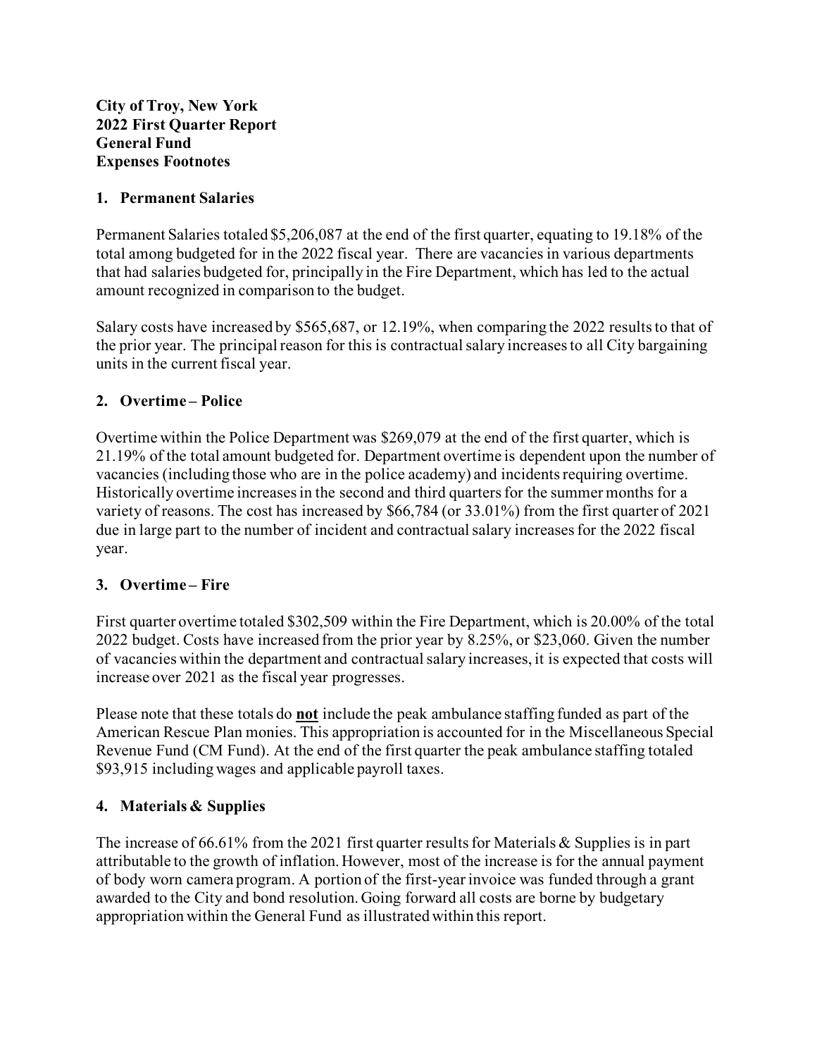**City of Troy, New York**
**2022 First Quarter Report**
**General Fund**
**Expenses Footnotes**

## 1. Permanent Salaries

Permanent Salaries totaled $5,206,087 at the end of the first quarter, equating to 19.18% of the total among budgeted for in the 2022 fiscal year. There are vacancies in various departments that had salaries budgeted for, principally in the Fire Department, which has led to the actual amount recognized in comparison to the budget.

Salary costs have increased by $565,687, or 12.19%, when comparing the 2022 results to that of the prior year. The principal reason for this is contractual salary increases to all City bargaining units in the current fiscal year.

## 2. Overtime – Police

Overtime within the Police Department was $269,079 at the end of the first quarter, which is 21.19% of the total amount budgeted for. Department overtime is dependent upon the number of vacancies (including those who are in the police academy) and incidents requiring overtime. Historically overtime increases in the second and third quarters for the summer months for a variety of reasons. The cost has increased by $66,784 (or 33.01%) from the first quarter of 2021 due in large part to the number of incident and contractual salary increases for the 2022 fiscal year.

## 3. Overtime – Fire

First quarter overtime totaled $302,509 within the Fire Department, which is 20.00% of the total 2022 budget. Costs have increased from the prior year by 8.25%, or $23,060. Given the number of vacancies within the department and contractual salary increases, it is expected that costs will increase over 2021 as the fiscal year progresses.

Please note that these totals do **not** include the peak ambulance staffing funded as part of the American Rescue Plan monies. This appropriation is accounted for in the Miscellaneous Special Revenue Fund (CM Fund). At the end of the first quarter the peak ambulance staffing totaled $93,915 including wages and applicable payroll taxes.

## 4. Materials & Supplies

The increase of 66.61% from the 2021 first quarter results for Materials & Supplies is in part attributable to the growth of inflation. However, most of the increase is for the annual payment of body worn camera program. A portion of the first-year invoice was funded through a grant awarded to the City and bond resolution. Going forward all costs are borne by budgetary appropriation within the General Fund as illustrated within this report.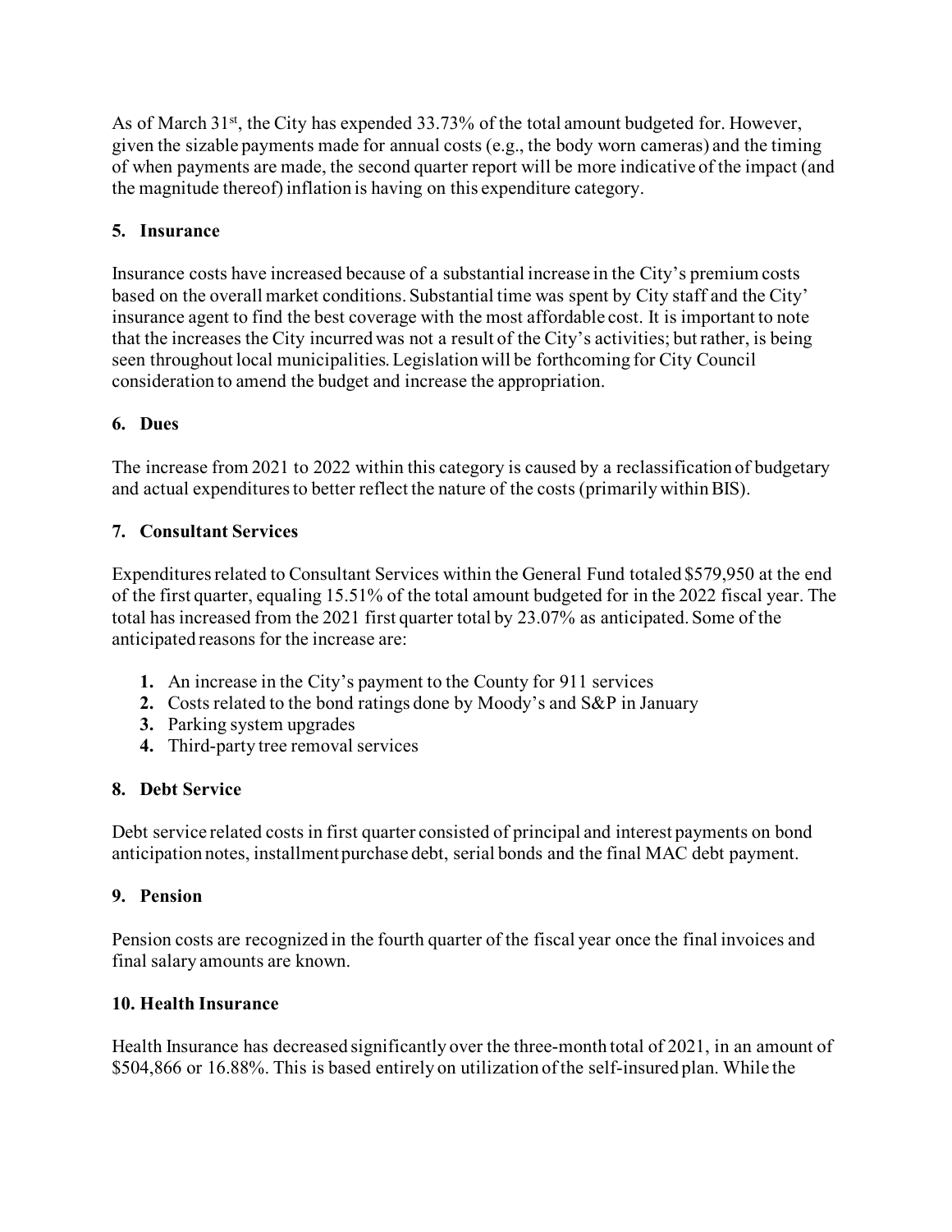As of March 31st, the City has expended 33.73% of the total amount budgeted for. However, given the sizable payments made for annual costs (e.g., the body worn cameras) and the timing of when payments are made, the second quarter report will be more indicative of the impact (and the magnitude thereof) inflation is having on this expenditure category.

### 5. Insurance

Insurance costs have increased because of a substantial increase in the City's premium costs based on the overall market conditions. Substantial time was spent by City staff and the City' insurance agent to find the best coverage with the most affordable cost. It is important to note that the increases the City incurred was not a result of the City's activities; but rather, is being seen throughout local municipalities. Legislation will be forthcoming for City Council consideration to amend the budget and increase the appropriation.

### 6. Dues

The increase from 2021 to 2022 within this category is caused by a reclassification of budgetary and actual expenditures to better reflect the nature of the costs (primarily within BIS).

### 7. Consultant Services

Expenditures related to Consultant Services within the General Fund totaled $579,950 at the end of the first quarter, equaling 15.51% of the total amount budgeted for in the 2022 fiscal year. The total has increased from the 2021 first quarter total by 23.07% as anticipated. Some of the anticipated reasons for the increase are:

1. An increase in the City's payment to the County for 911 services
2. Costs related to the bond ratings done by Moody's and S&P in January
3. Parking system upgrades
4. Third-party tree removal services

### 8. Debt Service

Debt service related costs in first quarter consisted of principal and interest payments on bond anticipation notes, installment purchase debt, serial bonds and the final MAC debt payment.

### 9. Pension

Pension costs are recognized in the fourth quarter of the fiscal year once the final invoices and final salary amounts are known.

### 10. Health Insurance

Health Insurance has decreased significantly over the three-month total of 2021, in an amount of $504,866 or 16.88%. This is based entirely on utilization of the self-insured plan. While the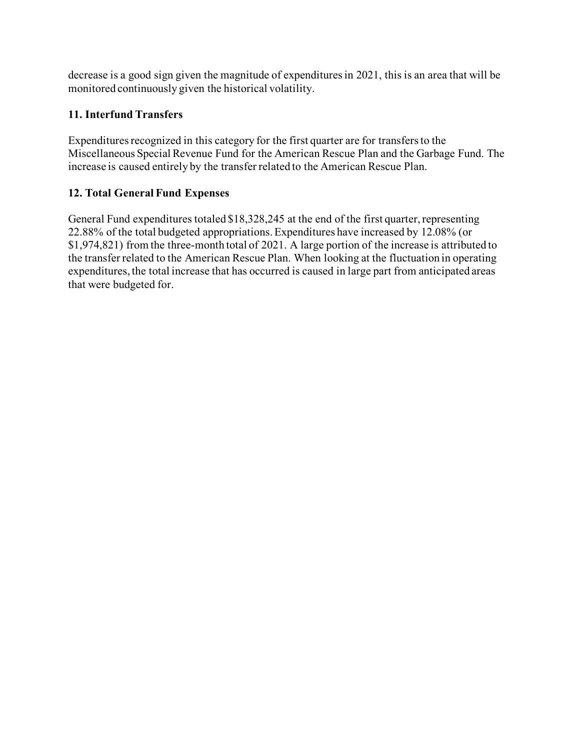decrease is a good sign given the magnitude of expenditures in 2021, this is an area that will be monitored continuously given the historical volatility.

### 11. Interfund Transfers

Expenditures recognized in this category for the first quarter are for transfers to the Miscellaneous Special Revenue Fund for the American Rescue Plan and the Garbage Fund. The increase is caused entirely by the transfer related to the American Rescue Plan.

### 12. Total General Fund Expenses

General Fund expenditures totaled $18,328,245 at the end of the first quarter, representing 22.88% of the total budgeted appropriations. Expenditures have increased by 12.08% (or $1,974,821) from the three-month total of 2021. A large portion of the increase is attributed to the transfer related to the American Rescue Plan. When looking at the fluctuation in operating expenditures, the total increase that has occurred is caused in large part from anticipated areas that were budgeted for.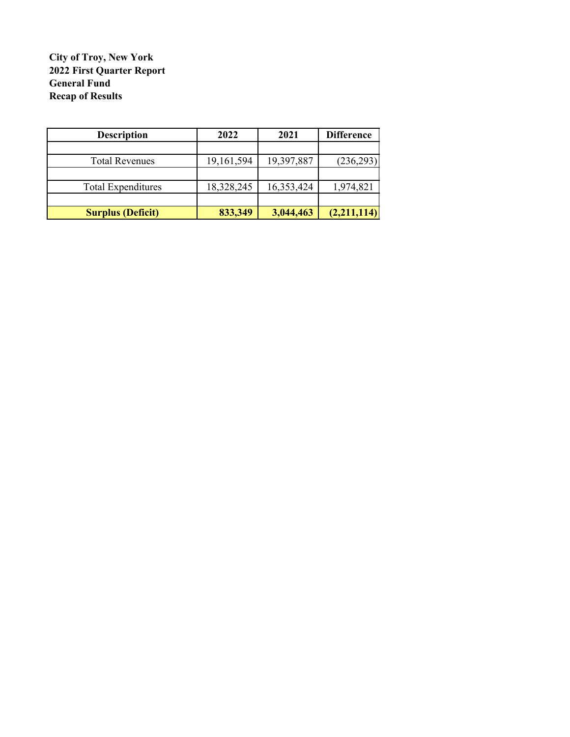**City of Troy, New York**
**2022 First Quarter Report**
**General Fund**
**Recap of Results**

| Description | 2022 | 2021 | Difference |
| --- | --- | --- | --- |
| | | | |
| Total Revenues | 19,161,594 | 19,397,887 | (236,293) |
| | | | |
| Total Expenditures | 18,328,245 | 16,353,424 | 1,974,821 |
| | | | |
| **Surplus (Deficit)** | **833,349** | **3,044,463** | **(2,211,114)** |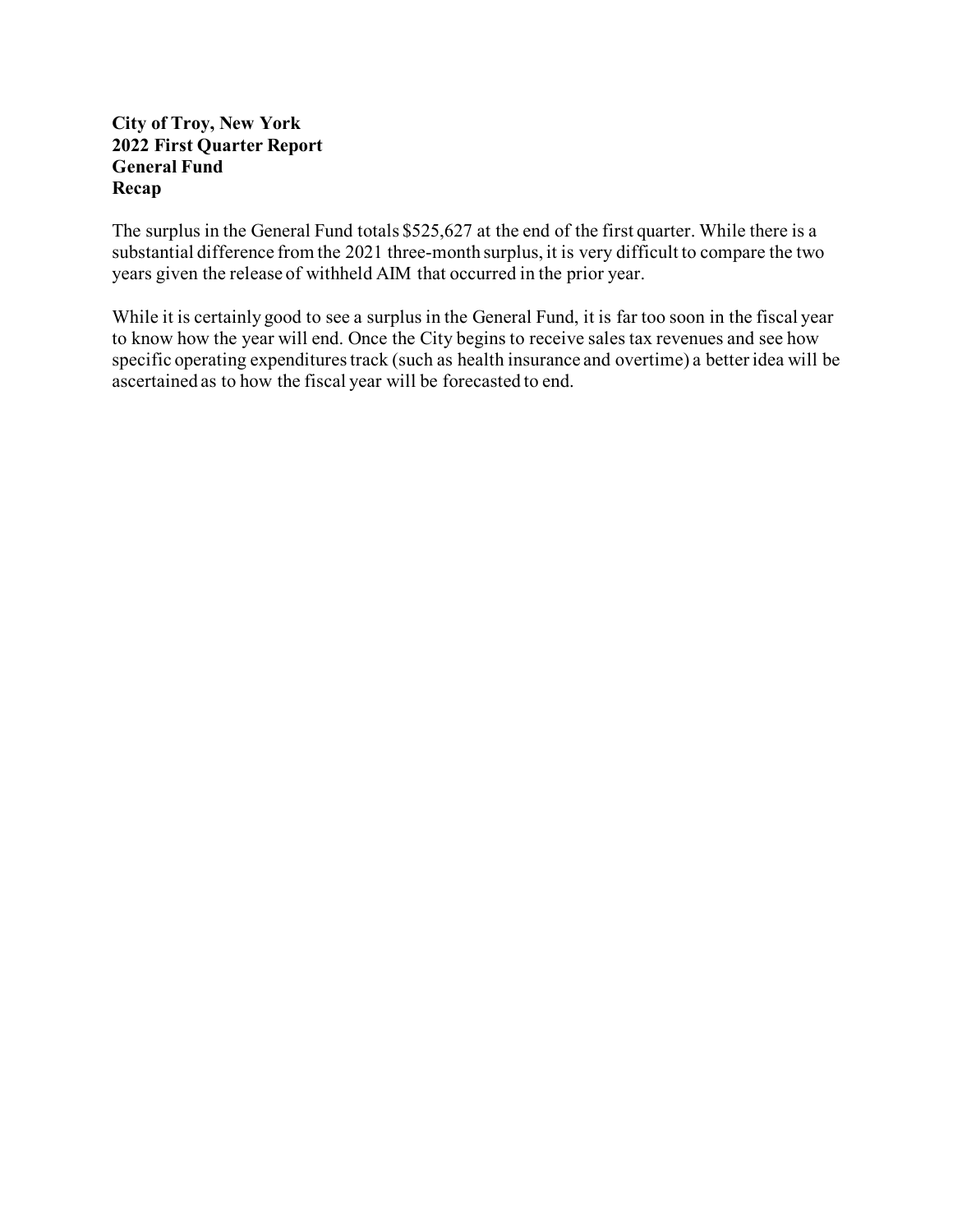**City of Troy, New York**
**2022 First Quarter Report**
**General Fund**
**Recap**

The surplus in the General Fund totals $525,627 at the end of the first quarter. While there is a substantial difference from the 2021 three-month surplus, it is very difficult to compare the two years given the release of withheld AIM that occurred in the prior year.

While it is certainly good to see a surplus in the General Fund, it is far too soon in the fiscal year to know how the year will end. Once the City begins to receive sales tax revenues and see how specific operating expenditures track (such as health insurance and overtime) a better idea will be ascertained as to how the fiscal year will be forecasted to end.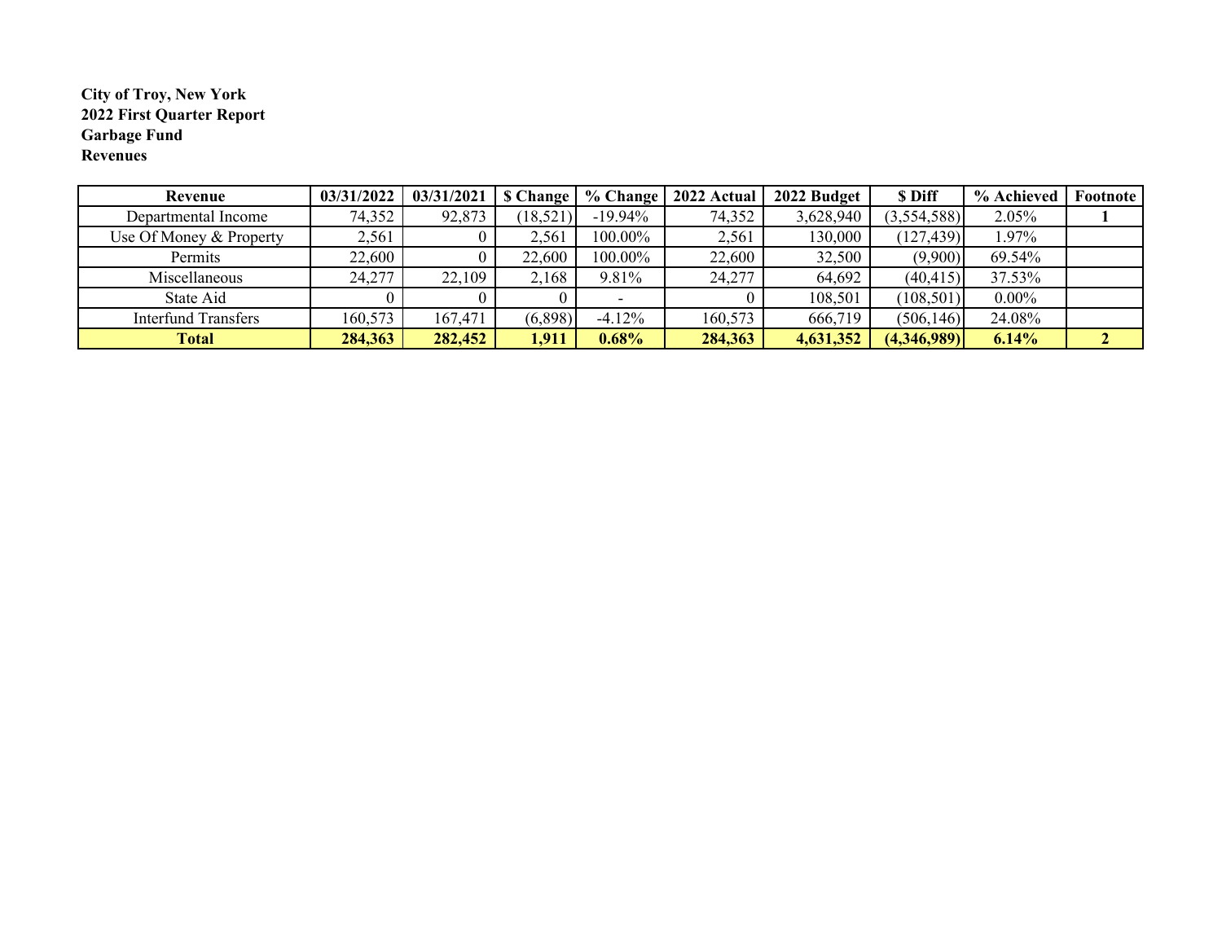**City of Troy, New York**
**2022 First Quarter Report**
**Garbage Fund**
**Revenues**

| Revenue | 03/31/2022 | 03/31/2021 | $ Change | % Change | 2022 Actual | 2022 Budget | $ Diff | % Achieved | Footnote |
|---|---|---|---|---|---|---|---|---|---|
| Departmental Income | 74,352 | 92,873 | (18,521) | -19.94% | 74,352 | 3,628,940 | (3,554,588) | 2.05% | 1 |
| Use Of Money & Property | 2,561 | 0 | 2,561 | 100.00% | 2,561 | 130,000 | (127,439) | 1.97% | |
| Permits | 22,600 | 0 | 22,600 | 100.00% | 22,600 | 32,500 | (9,900) | 69.54% | |
| Miscellaneous | 24,277 | 22,109 | 2,168 | 9.81% | 24,277 | 64,692 | (40,415) | 37.53% | |
| State Aid | 0 | 0 | 0 | - | 0 | 108,501 | (108,501) | 0.00% | |
| Interfund Transfers | 160,573 | 167,471 | (6,898) | -4.12% | 160,573 | 666,719 | (506,146) | 24.08% | |
| **Total** | **284,363** | **282,452** | **1,911** | **0.68%** | **284,363** | **4,631,352** | **(4,346,989)** | **6.14%** | **2** |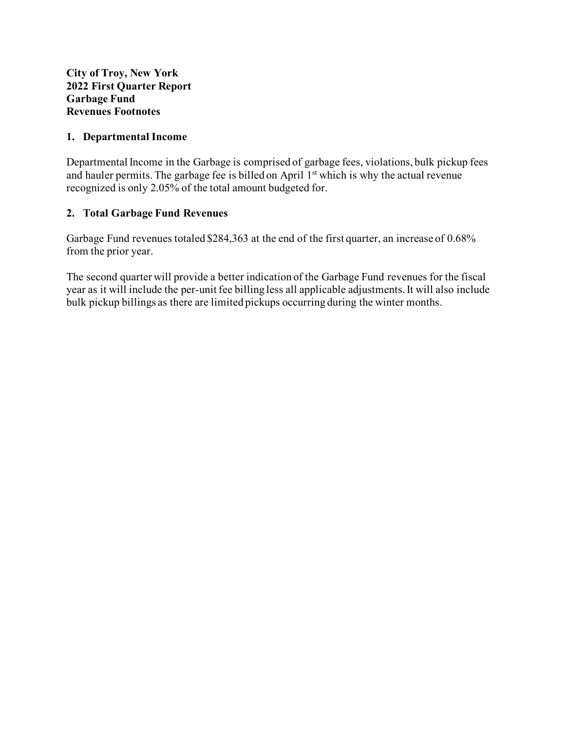**City of Troy, New York**
**2022 First Quarter Report**
**Garbage Fund**
**Revenues Footnotes**

## 1. Departmental Income

Departmental Income in the Garbage is comprised of garbage fees, violations, bulk pickup fees and hauler permits. The garbage fee is billed on April 1st which is why the actual revenue recognized is only 2.05% of the total amount budgeted for.

## 2. Total Garbage Fund Revenues

Garbage Fund revenues totaled $284,363 at the end of the first quarter, an increase of 0.68% from the prior year.

The second quarter will provide a better indication of the Garbage Fund revenues for the fiscal year as it will include the per-unit fee billing less all applicable adjustments. It will also include bulk pickup billings as there are limited pickups occurring during the winter months.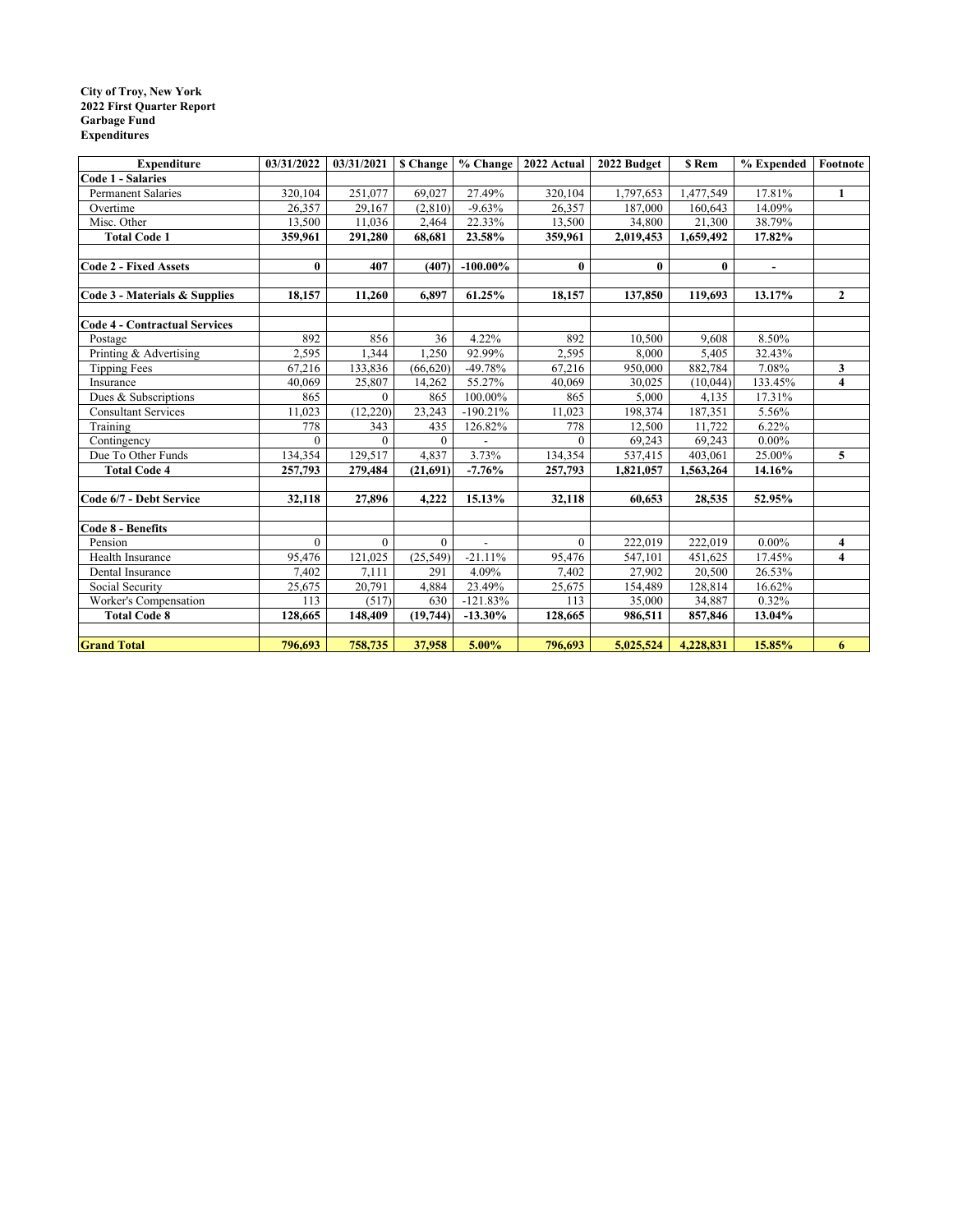**City of Troy, New York**
**2022 First Quarter Report**
**Garbage Fund**
**Expenditures**

| Expenditure | 03/31/2022 | 03/31/2021 | $ Change | % Change | 2022 Actual | 2022 Budget | $ Rem | % Expended | Footnote |
|---|---|---|---|---|---|---|---|---|---|
| **Code 1 - Salaries** | | | | | | | | | |
| Permanent Salaries | 320,104 | 251,077 | 69,027 | 27.49% | 320,104 | 1,797,653 | 1,477,549 | 17.81% | 1 |
| Overtime | 26,357 | 29,167 | (2,810) | -9.63% | 26,357 | 187,000 | 160,643 | 14.09% | |
| Misc. Other | 13,500 | 11,036 | 2,464 | 22.33% | 13,500 | 34,800 | 21,300 | 38.79% | |
| **Total Code 1** | **359,961** | **291,280** | **68,681** | **23.58%** | **359,961** | **2,019,453** | **1,659,492** | **17.82%** | |
| | | | | | | | | | |
| **Code 2 - Fixed Assets** | **0** | **407** | **(407)** | **-100.00%** | **0** | **0** | **0** | **-** | |
| | | | | | | | | | |
| **Code 3 - Materials & Supplies** | **18,157** | **11,260** | **6,897** | **61.25%** | **18,157** | **137,850** | **119,693** | **13.17%** | **2** |
| | | | | | | | | | |
| **Code 4 - Contractual Services** | | | | | | | | | |
| Postage | 892 | 856 | 36 | 4.22% | 892 | 10,500 | 9,608 | 8.50% | |
| Printing & Advertising | 2,595 | 1,344 | 1,250 | 92.99% | 2,595 | 8,000 | 5,405 | 32.43% | |
| Tipping Fees | 67,216 | 133,836 | (66,620) | -49.78% | 67,216 | 950,000 | 882,784 | 7.08% | 3 |
| Insurance | 40,069 | 25,807 | 14,262 | 55.27% | 40,069 | 30,025 | (10,044) | 133.45% | 4 |
| Dues & Subscriptions | 865 | 0 | 865 | 100.00% | 865 | 5,000 | 4,135 | 17.31% | |
| Consultant Services | 11,023 | (12,220) | 23,243 | -190.21% | 11,023 | 198,374 | 187,351 | 5.56% | |
| Training | 778 | 343 | 435 | 126.82% | 778 | 12,500 | 11,722 | 6.22% | |
| Contingency | 0 | 0 | 0 | - | 0 | 69,243 | 69,243 | 0.00% | |
| Due To Other Funds | 134,354 | 129,517 | 4,837 | 3.73% | 134,354 | 537,415 | 403,061 | 25.00% | 5 |
| **Total Code 4** | **257,793** | **279,484** | **(21,691)** | **-7.76%** | **257,793** | **1,821,057** | **1,563,264** | **14.16%** | |
| | | | | | | | | | |
| **Code 6/7 - Debt Service** | **32,118** | **27,896** | **4,222** | **15.13%** | **32,118** | **60,653** | **28,535** | **52.95%** | |
| | | | | | | | | | |
| **Code 8 - Benefits** | | | | | | | | | |
| Pension | 0 | 0 | 0 | - | 0 | 222,019 | 222,019 | 0.00% | 4 |
| Health Insurance | 95,476 | 121,025 | (25,549) | -21.11% | 95,476 | 547,101 | 451,625 | 17.45% | 4 |
| Dental Insurance | 7,402 | 7,111 | 291 | 4.09% | 7,402 | 27,902 | 20,500 | 26.53% | |
| Social Security | 25,675 | 20,791 | 4,884 | 23.49% | 25,675 | 154,489 | 128,814 | 16.62% | |
| Worker's Compensation | 113 | (517) | 630 | -121.83% | 113 | 35,000 | 34,887 | 0.32% | |
| **Total Code 8** | **128,665** | **148,409** | **(19,744)** | **-13.30%** | **128,665** | **986,511** | **857,846** | **13.04%** | |
| | | | | | | | | | |
| **Grand Total** | **796,693** | **758,735** | **37,958** | **5.00%** | **796,693** | **5,025,524** | **4,228,831** | **15.85%** | **6** |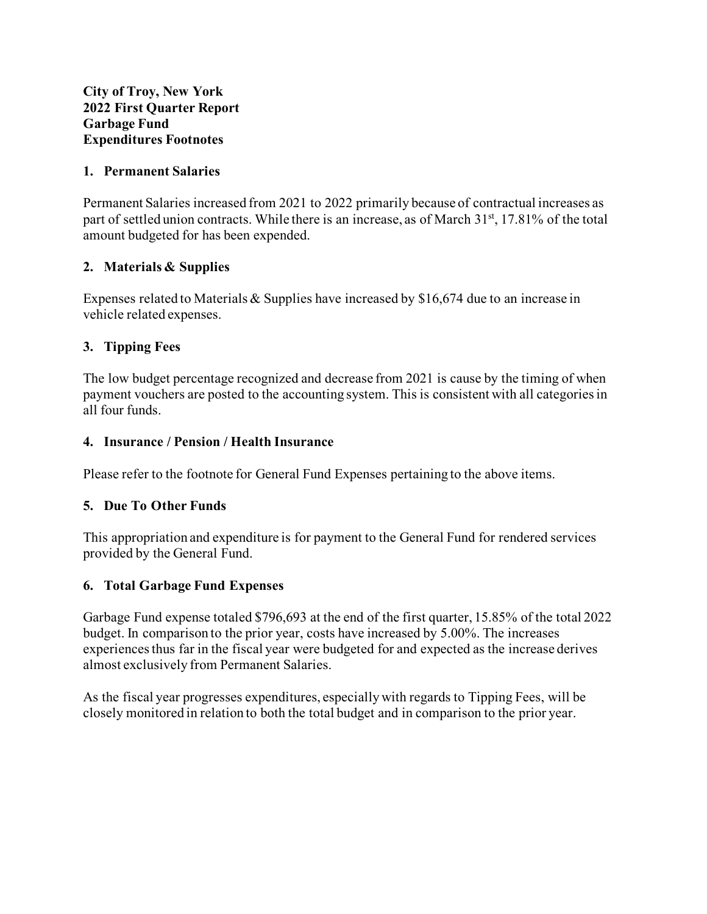**City of Troy, New York**
**2022 First Quarter Report**
**Garbage Fund**
**Expenditures Footnotes**

## 1. Permanent Salaries

Permanent Salaries increased from 2021 to 2022 primarily because of contractual increases as part of settled union contracts. While there is an increase, as of March 31st, 17.81% of the total amount budgeted for has been expended.

## 2. Materials & Supplies

Expenses related to Materials & Supplies have increased by $16,674 due to an increase in vehicle related expenses.

## 3. Tipping Fees

The low budget percentage recognized and decrease from 2021 is cause by the timing of when payment vouchers are posted to the accounting system. This is consistent with all categories in all four funds.

## 4. Insurance / Pension / Health Insurance

Please refer to the footnote for General Fund Expenses pertaining to the above items.

## 5. Due To Other Funds

This appropriation and expenditure is for payment to the General Fund for rendered services provided by the General Fund.

## 6. Total Garbage Fund Expenses

Garbage Fund expense totaled $796,693 at the end of the first quarter, 15.85% of the total 2022 budget. In comparison to the prior year, costs have increased by 5.00%. The increases experiences thus far in the fiscal year were budgeted for and expected as the increase derives almost exclusively from Permanent Salaries.

As the fiscal year progresses expenditures, especially with regards to Tipping Fees, will be closely monitored in relation to both the total budget and in comparison to the prior year.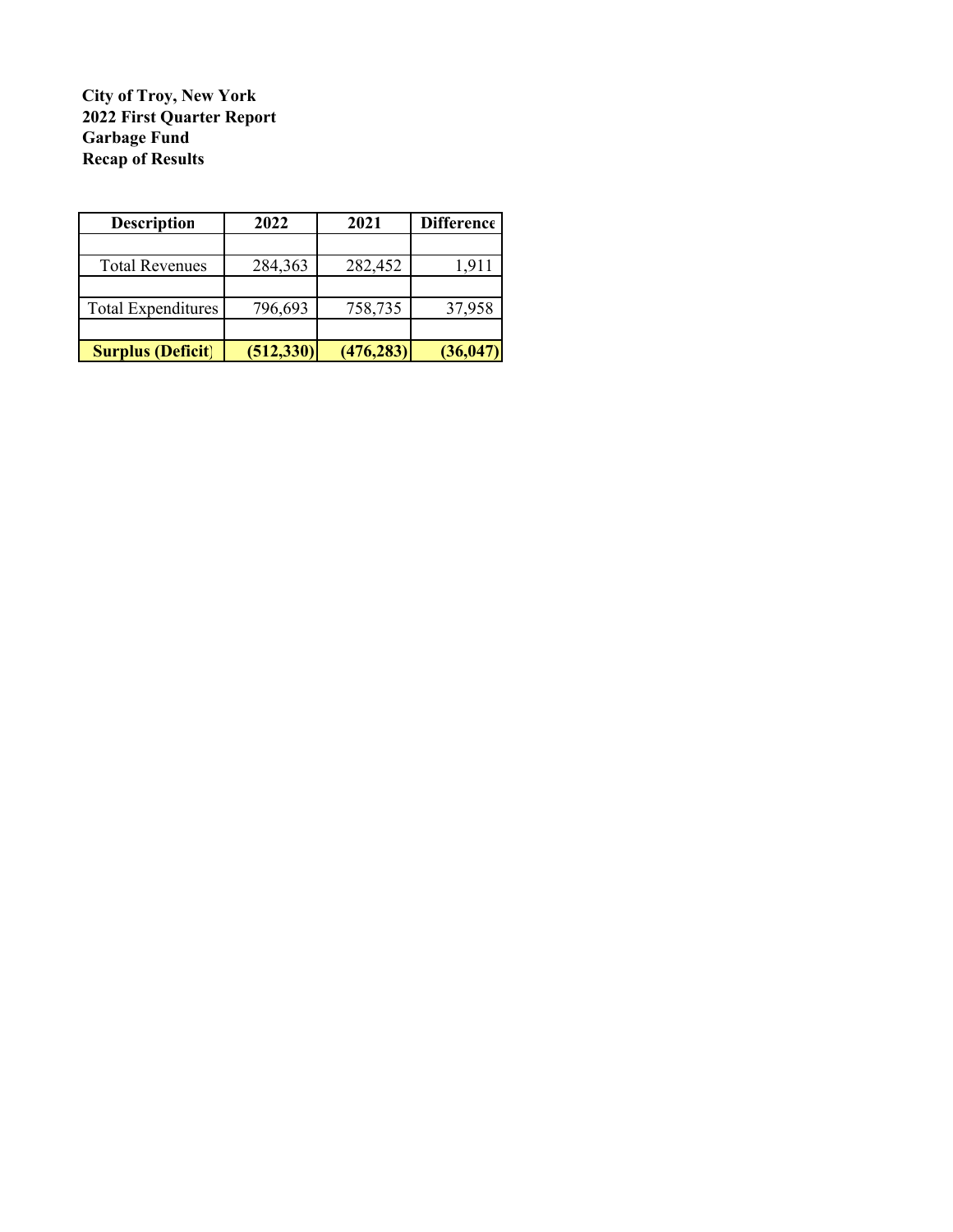**City of Troy, New York**
**2022 First Quarter Report**
**Garbage Fund**
**Recap of Results**

| Description | 2022 | 2021 | Difference |
|---|---|---|---|
| | | | |
| Total Revenues | 284,363 | 282,452 | 1,911 |
| | | | |
| Total Expenditures | 796,693 | 758,735 | 37,958 |
| | | | |
| **Surplus (Deficit)** | **(512,330)** | **(476,283)** | **(36,047)** |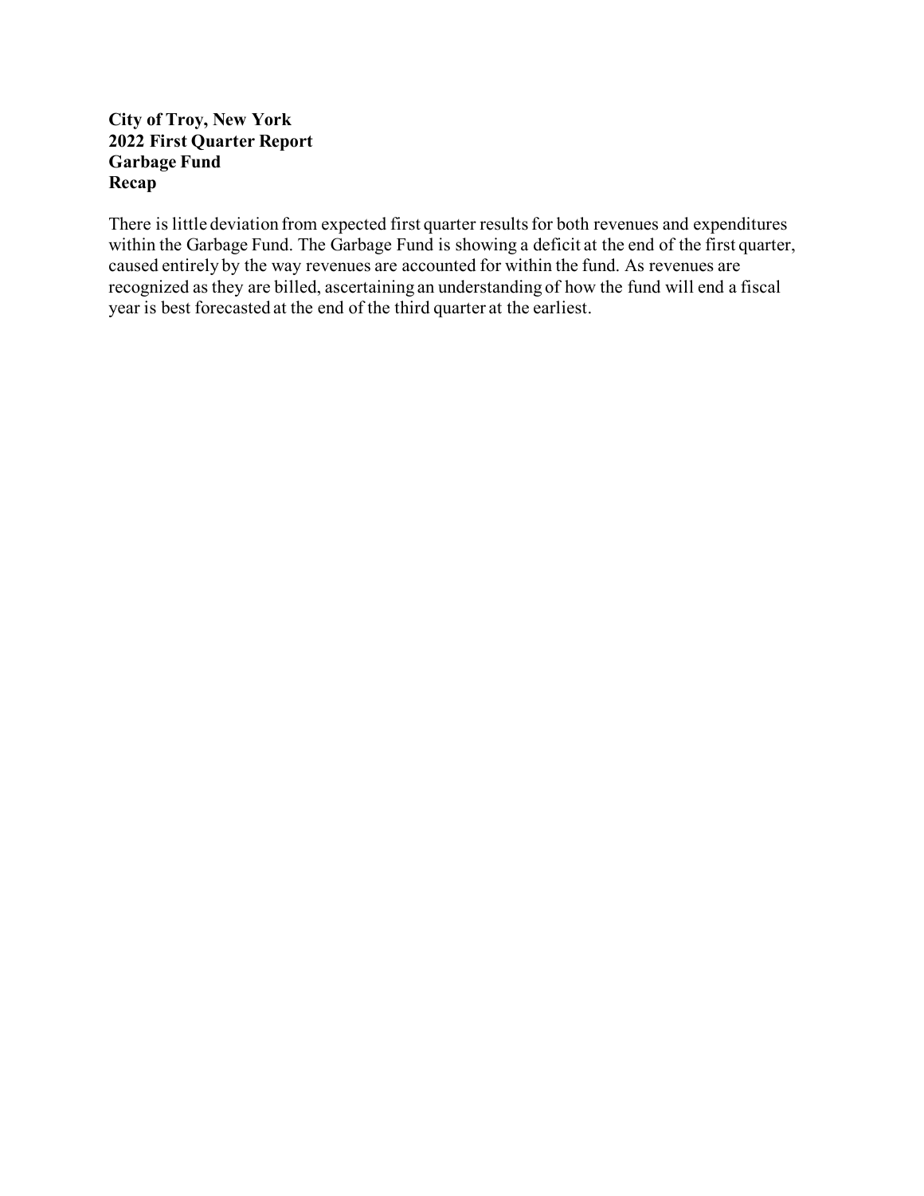**City of Troy, New York**
**2022 First Quarter Report**
**Garbage Fund**
**Recap**

There is little deviation from expected first quarter results for both revenues and expenditures within the Garbage Fund. The Garbage Fund is showing a deficit at the end of the first quarter, caused entirely by the way revenues are accounted for within the fund. As revenues are recognized as they are billed, ascertaining an understanding of how the fund will end a fiscal year is best forecasted at the end of the third quarter at the earliest.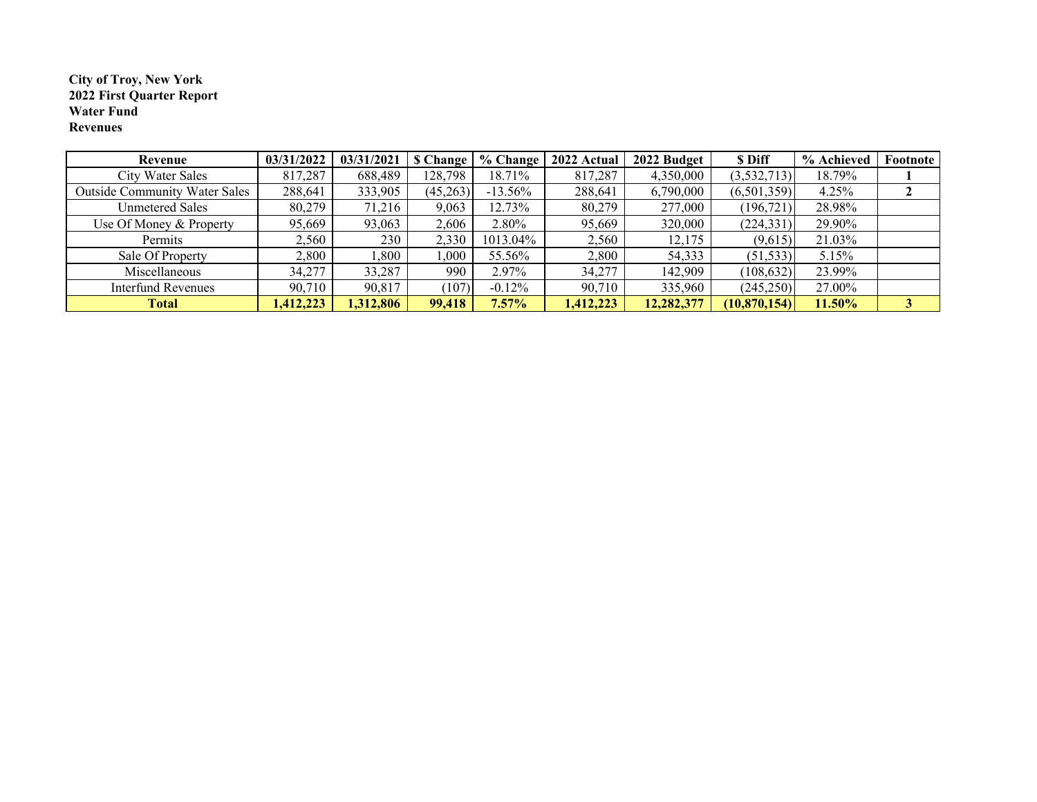**City of Troy, New York**
**2022 First Quarter Report**
**Water Fund**
**Revenues**

| Revenue | 03/31/2022 | 03/31/2021 | $ Change | % Change | 2022 Actual | 2022 Budget | $ Diff | % Achieved | Footnote |
|---|---|---|---|---|---|---|---|---|---|
| City Water Sales | 817,287 | 688,489 | 128,798 | 18.71% | 817,287 | 4,350,000 | (3,532,713) | 18.79% | 1 |
| Outside Community Water Sales | 288,641 | 333,905 | (45,263) | -13.56% | 288,641 | 6,790,000 | (6,501,359) | 4.25% | 2 |
| Unmetered Sales | 80,279 | 71,216 | 9,063 | 12.73% | 80,279 | 277,000 | (196,721) | 28.98% | |
| Use Of Money & Property | 95,669 | 93,063 | 2,606 | 2.80% | 95,669 | 320,000 | (224,331) | 29.90% | |
| Permits | 2,560 | 230 | 2,330 | 1013.04% | 2,560 | 12,175 | (9,615) | 21.03% | |
| Sale Of Property | 2,800 | 1,800 | 1,000 | 55.56% | 2,800 | 54,333 | (51,533) | 5.15% | |
| Miscellaneous | 34,277 | 33,287 | 990 | 2.97% | 34,277 | 142,909 | (108,632) | 23.99% | |
| Interfund Revenues | 90,710 | 90,817 | (107) | -0.12% | 90,710 | 335,960 | (245,250) | 27.00% | |
| **Total** | **1,412,223** | **1,312,806** | **99,418** | **7.57%** | **1,412,223** | **12,282,377** | **(10,870,154)** | **11.50%** | **3** |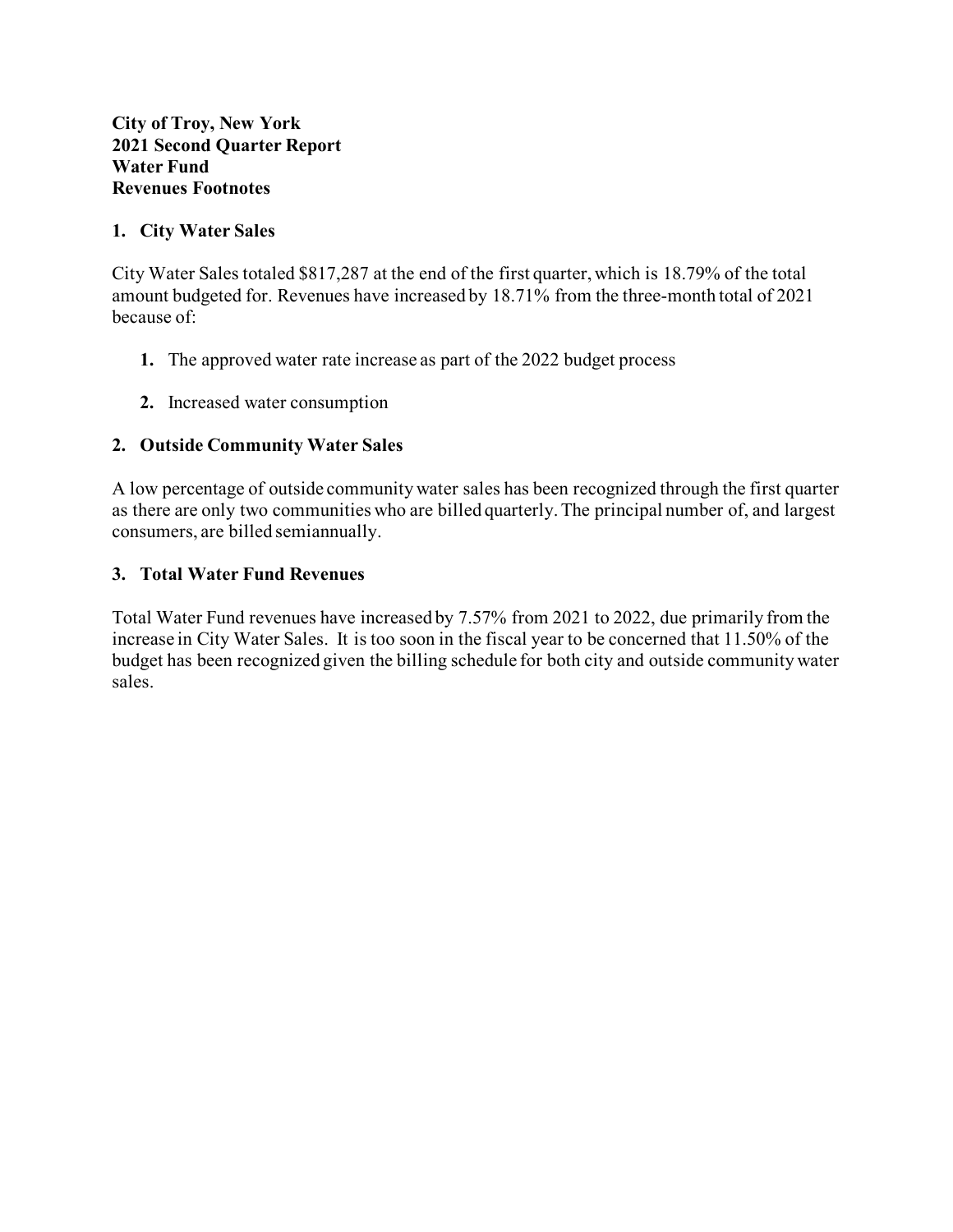**City of Troy, New York**
**2021 Second Quarter Report**
**Water Fund**
**Revenues Footnotes**

## 1. City Water Sales

City Water Sales totaled $817,287 at the end of the first quarter, which is 18.79% of the total amount budgeted for. Revenues have increased by 18.71% from the three-month total of 2021 because of:

1. The approved water rate increase as part of the 2022 budget process
2. Increased water consumption

## 2. Outside Community Water Sales

A low percentage of outside community water sales has been recognized through the first quarter as there are only two communities who are billed quarterly. The principal number of, and largest consumers, are billed semiannually.

## 3. Total Water Fund Revenues

Total Water Fund revenues have increased by 7.57% from 2021 to 2022, due primarily from the increase in City Water Sales. It is too soon in the fiscal year to be concerned that 11.50% of the budget has been recognized given the billing schedule for both city and outside community water sales.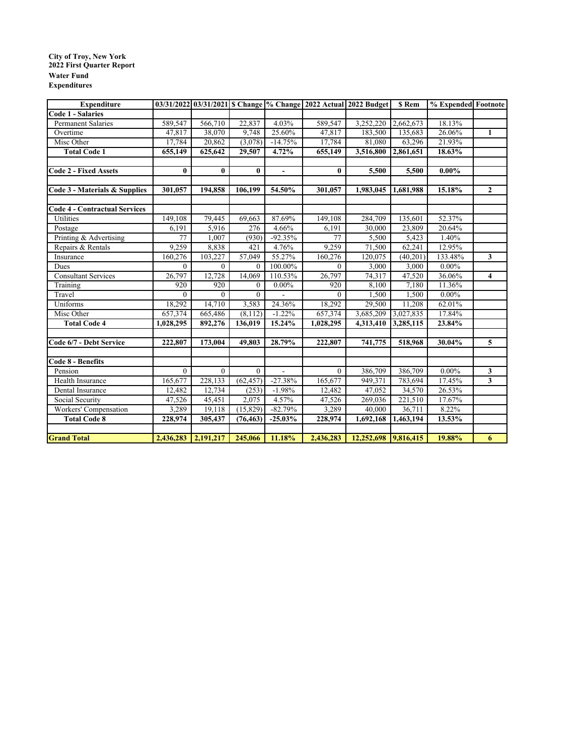**City of Troy, New York**
**2022 First Quarter Report**
**Water Fund**
**Expenditures**

| Expenditure | 03/31/2022 | 03/31/2021 | $ Change | % Change | 2022 Actual | 2022 Budget | $ Rem | % Expended | Footnote |
|---|---|---|---|---|---|---|---|---|---|
| **Code 1 - Salaries** | | | | | | | | | |
| Permanent Salaries | 589,547 | 566,710 | 22,837 | 4.03% | 589,547 | 3,252,220 | 2,662,673 | 18.13% | |
| Overtime | 47,817 | 38,070 | 9,748 | 25.60% | 47,817 | 183,500 | 135,683 | 26.06% | 1 |
| Misc Other | 17,784 | 20,862 | (3,078) | -14.75% | 17,784 | 81,080 | 63,296 | 21.93% | |
| **Total Code 1** | **655,149** | **625,642** | **29,507** | **4.72%** | **655,149** | **3,516,800** | **2,861,651** | **18.63%** | |
| | | | | | | | | | |
| **Code 2 - Fixed Assets** | **0** | **0** | **0** | **-** | **0** | **5,500** | **5,500** | **0.00%** | |
| | | | | | | | | | |
| **Code 3 - Materials & Supplies** | **301,057** | **194,858** | **106,199** | **54.50%** | **301,057** | **1,983,045** | **1,681,988** | **15.18%** | **2** |
| | | | | | | | | | |
| **Code 4 - Contractual Services** | | | | | | | | | |
| Utilities | 149,108 | 79,445 | 69,663 | 87.69% | 149,108 | 284,709 | 135,601 | 52.37% | |
| Postage | 6,191 | 5,916 | 276 | 4.66% | 6,191 | 30,000 | 23,809 | 20.64% | |
| Printing & Advertising | 77 | 1,007 | (930) | -92.35% | 77 | 5,500 | 5,423 | 1.40% | |
| Repairs & Rentals | 9,259 | 8,838 | 421 | 4.76% | 9,259 | 71,500 | 62,241 | 12.95% | |
| Insurance | 160,276 | 103,227 | 57,049 | 55.27% | 160,276 | 120,075 | (40,201) | 133.48% | 3 |
| Dues | 0 | 0 | 0 | 100.00% | 0 | 3,000 | 3,000 | 0.00% | |
| Consultant Services | 26,797 | 12,728 | 14,069 | 110.53% | 26,797 | 74,317 | 47,520 | 36.06% | 4 |
| Training | 920 | 920 | 0 | 0.00% | 920 | 8,100 | 7,180 | 11.36% | |
| Travel | 0 | 0 | 0 | - | 0 | 1,500 | 1,500 | 0.00% | |
| Uniforms | 18,292 | 14,710 | 3,583 | 24.36% | 18,292 | 29,500 | 11,208 | 62.01% | |
| Misc Other | 657,374 | 665,486 | (8,112) | -1.22% | 657,374 | 3,685,209 | 3,027,835 | 17.84% | |
| **Total Code 4** | **1,028,295** | **892,276** | **136,019** | **15.24%** | **1,028,295** | **4,313,410** | **3,285,115** | **23.84%** | |
| | | | | | | | | | |
| **Code 6/7 - Debt Service** | **222,807** | **173,004** | **49,803** | **28.79%** | **222,807** | **741,775** | **518,968** | **30.04%** | **5** |
| | | | | | | | | | |
| **Code 8 - Benefits** | | | | | | | | | |
| Pension | 0 | 0 | 0 | - | 0 | 386,709 | 386,709 | 0.00% | 3 |
| Health Insurance | 165,677 | 228,133 | (62,457) | -27.38% | 165,677 | 949,371 | 783,694 | 17.45% | 3 |
| Dental Insurance | 12,482 | 12,734 | (253) | -1.98% | 12,482 | 47,052 | 34,570 | 26.53% | |
| Social Security | 47,526 | 45,451 | 2,075 | 4.57% | 47,526 | 269,036 | 221,510 | 17.67% | |
| Workers' Compensation | 3,289 | 19,118 | (15,829) | -82.79% | 3,289 | 40,000 | 36,711 | 8.22% | |
| **Total Code 8** | **228,974** | **305,437** | **(76,463)** | **-25.03%** | **228,974** | **1,692,168** | **1,463,194** | **13.53%** | |
| | | | | | | | | | |
| **Grand Total** | **2,436,283** | **2,191,217** | **245,066** | **11.18%** | **2,436,283** | **12,252,698** | **9,816,415** | **19.88%** | **6** |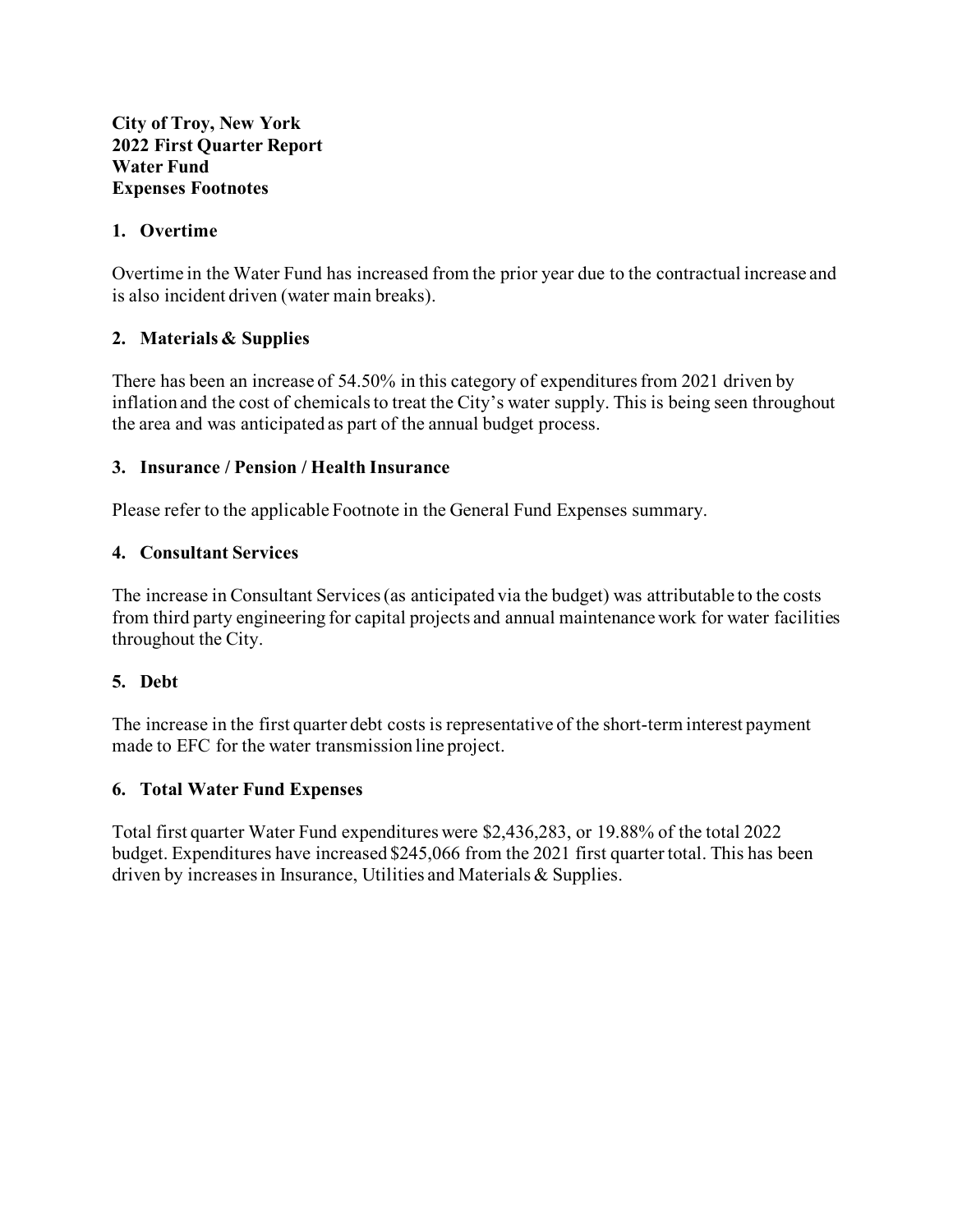**City of Troy, New York**
**2022 First Quarter Report**
**Water Fund**
**Expenses Footnotes**

## 1. Overtime

Overtime in the Water Fund has increased from the prior year due to the contractual increase and is also incident driven (water main breaks).

## 2. Materials & Supplies

There has been an increase of 54.50% in this category of expenditures from 2021 driven by inflation and the cost of chemicals to treat the City's water supply. This is being seen throughout the area and was anticipated as part of the annual budget process.

## 3. Insurance / Pension / Health Insurance

Please refer to the applicable Footnote in the General Fund Expenses summary.

## 4. Consultant Services

The increase in Consultant Services (as anticipated via the budget) was attributable to the costs from third party engineering for capital projects and annual maintenance work for water facilities throughout the City.

## 5. Debt

The increase in the first quarter debt costs is representative of the short-term interest payment made to EFC for the water transmission line project.

## 6. Total Water Fund Expenses

Total first quarter Water Fund expenditures were $2,436,283, or 19.88% of the total 2022 budget. Expenditures have increased $245,066 from the 2021 first quarter total. This has been driven by increases in Insurance, Utilities and Materials & Supplies.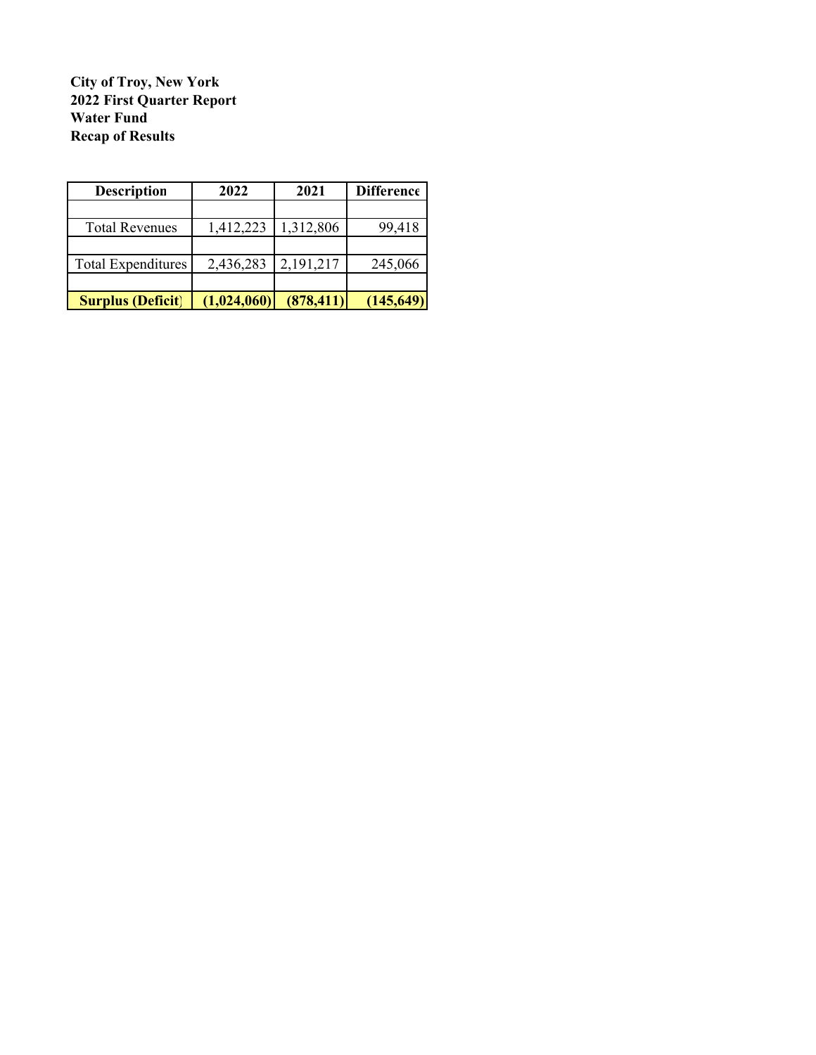**City of Troy, New York**
**2022 First Quarter Report**
**Water Fund**
**Recap of Results**

| Description | 2022 | 2021 | Difference |
|---|---|---|---|
| | | | |
| Total Revenues | 1,412,223 | 1,312,806 | 99,418 |
| | | | |
| Total Expenditures | 2,436,283 | 2,191,217 | 245,066 |
| | | | |
| **Surplus (Deficit)** | **(1,024,060)** | **(878,411)** | **(145,649)** |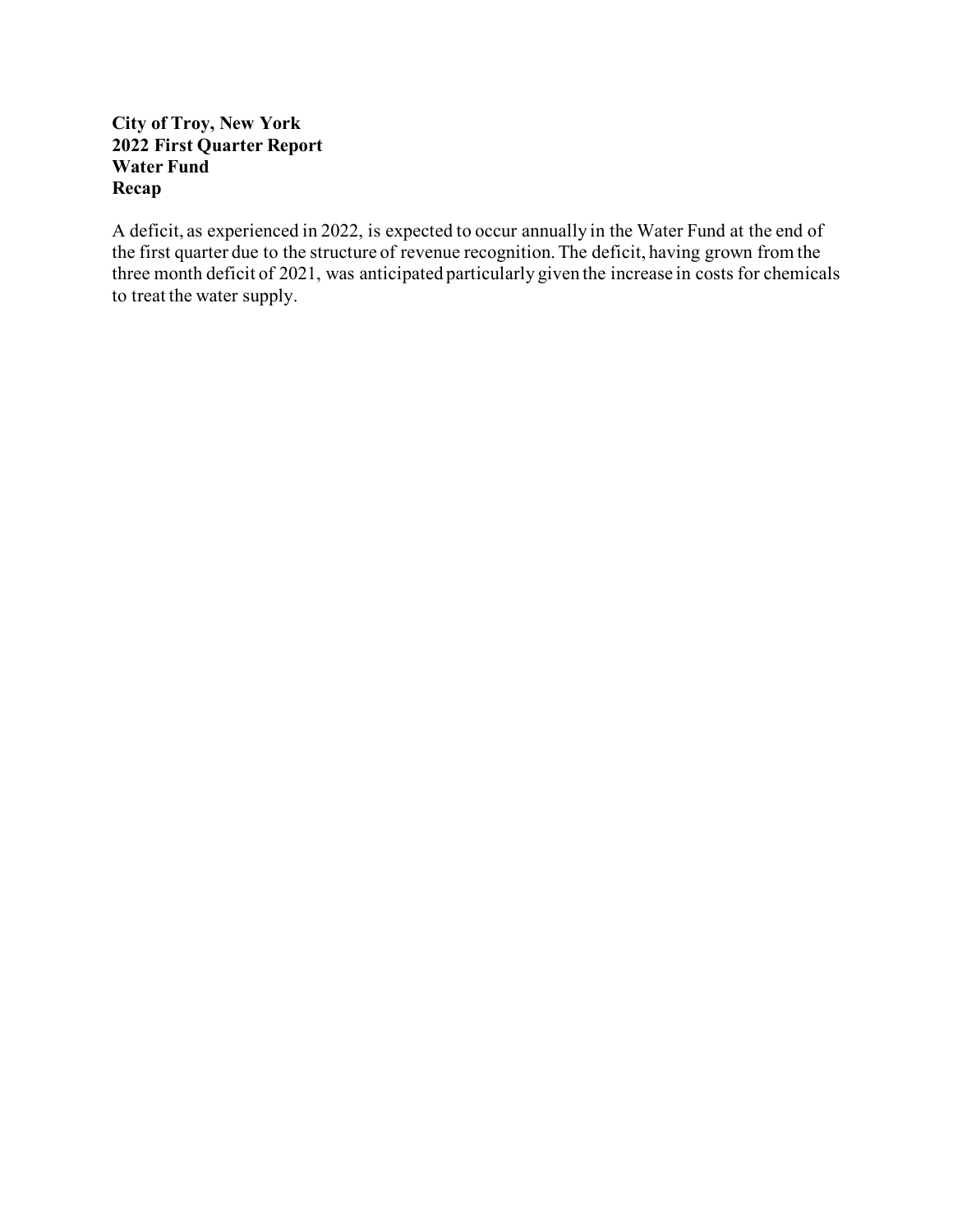**City of Troy, New York**
**2022 First Quarter Report**
**Water Fund**
**Recap**

A deficit, as experienced in 2022, is expected to occur annually in the Water Fund at the end of the first quarter due to the structure of revenue recognition. The deficit, having grown from the three month deficit of 2021, was anticipated particularly given the increase in costs for chemicals to treat the water supply.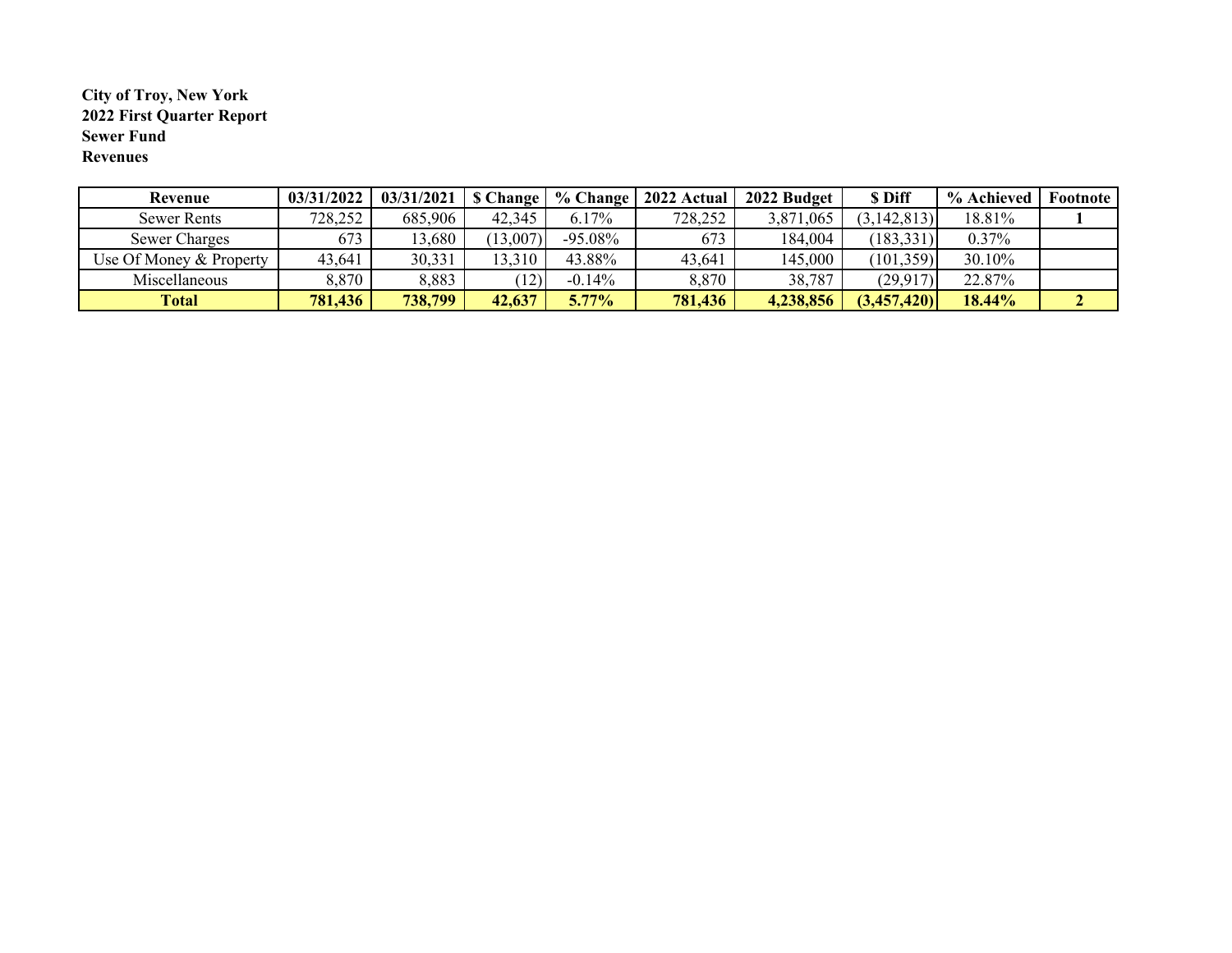**City of Troy, New York**
**2022 First Quarter Report**
**Sewer Fund**
**Revenues**

| Revenue | 03/31/2022 | 03/31/2021 | $ Change | % Change | 2022 Actual | 2022 Budget | $ Diff | % Achieved | Footnote |
|---|---|---|---|---|---|---|---|---|---|
| Sewer Rents | 728,252 | 685,906 | 42,345 | 6.17% | 728,252 | 3,871,065 | (3,142,813) | 18.81% | 1 |
| Sewer Charges | 673 | 13,680 | (13,007) | -95.08% | 673 | 184,004 | (183,331) | 0.37% | |
| Use Of Money & Property | 43,641 | 30,331 | 13,310 | 43.88% | 43,641 | 145,000 | (101,359) | 30.10% | |
| Miscellaneous | 8,870 | 8,883 | (12) | -0.14% | 8,870 | 38,787 | (29,917) | 22.87% | |
| **Total** | **781,436** | **738,799** | **42,637** | **5.77%** | **781,436** | **4,238,856** | **(3,457,420)** | **18.44%** | **2** |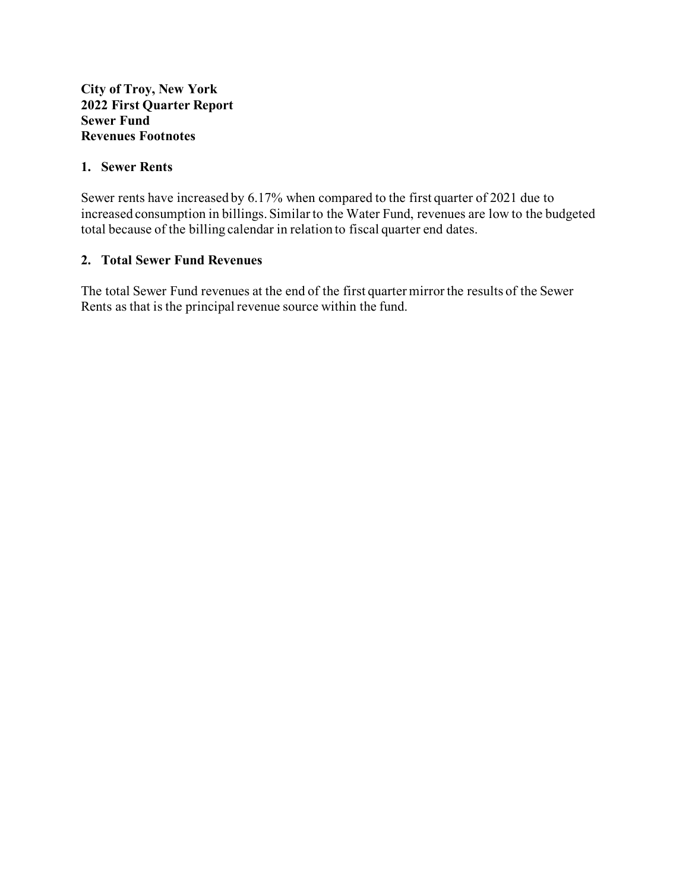**City of Troy, New York**
**2022 First Quarter Report**
**Sewer Fund**
**Revenues Footnotes**

## 1. Sewer Rents

Sewer rents have increased by 6.17% when compared to the first quarter of 2021 due to increased consumption in billings. Similar to the Water Fund, revenues are low to the budgeted total because of the billing calendar in relation to fiscal quarter end dates.

## 2. Total Sewer Fund Revenues

The total Sewer Fund revenues at the end of the first quarter mirror the results of the Sewer Rents as that is the principal revenue source within the fund.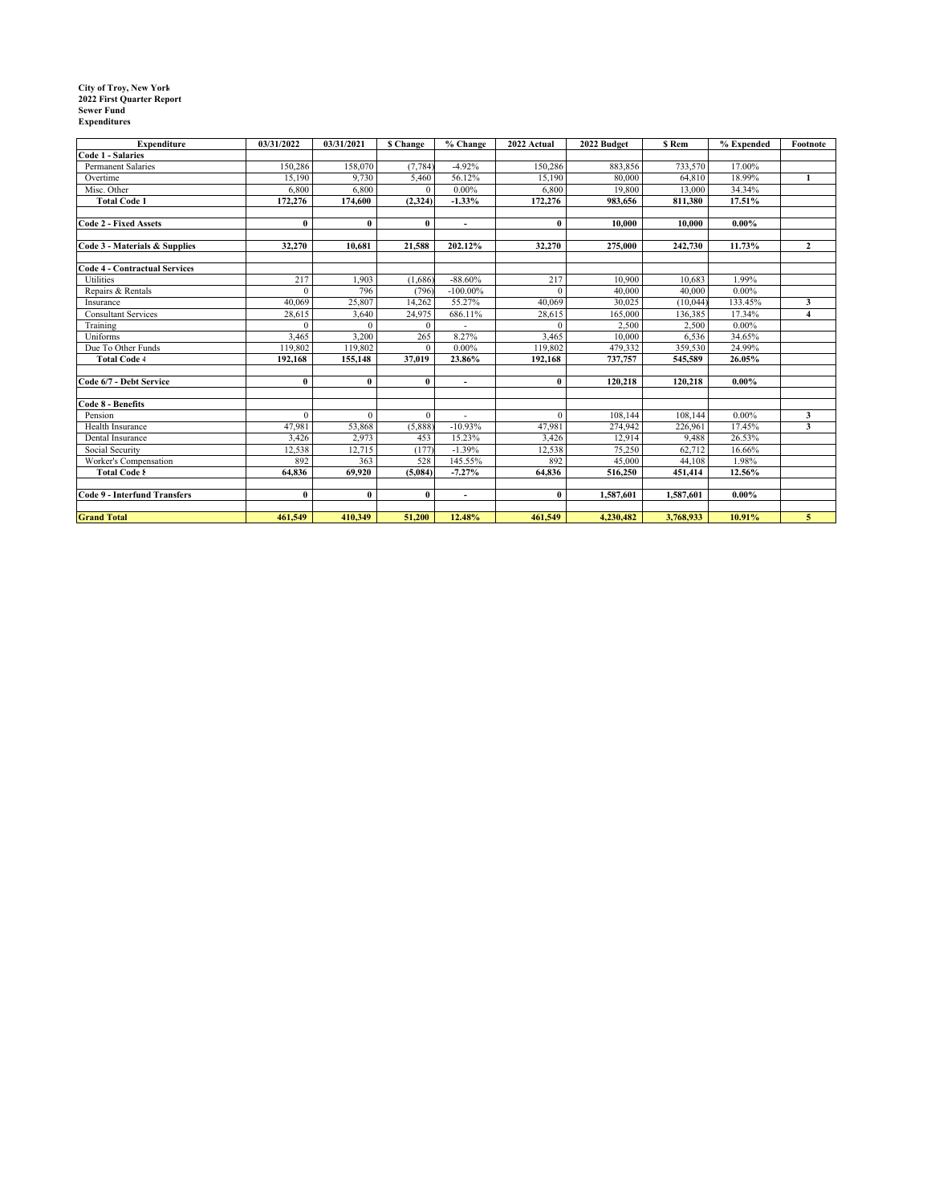**City of Troy, New York**
**2022 First Quarter Report**
**Sewer Fund**
**Expenditures**

| Expenditure | 03/31/2022 | 03/31/2021 | $ Change | % Change | 2022 Actual | 2022 Budget | $ Rem | % Expended | Footnote |
|---|---|---|---|---|---|---|---|---|---|
| **Code 1 - Salaries** | | | | | | | | | |
| Permanent Salaries | 150,286 | 158,070 | (7,784) | -4.92% | 150,286 | 883,856 | 733,570 | 17.00% | |
| Overtime | 15,190 | 9,730 | 5,460 | 56.12% | 15,190 | 80,000 | 64,810 | 18.99% | 1 |
| Misc. Other | 6,800 | 6,800 | 0 | 0.00% | 6,800 | 19,800 | 13,000 | 34.34% | |
| **Total Code 1** | **172,276** | **174,600** | **(2,324)** | **-1.33%** | **172,276** | **983,656** | **811,380** | **17.51%** | |
| | | | | | | | | | |
| **Code 2 - Fixed Assets** | **0** | **0** | **0** | **-** | **0** | **10,000** | **10,000** | **0.00%** | |
| | | | | | | | | | |
| **Code 3 - Materials & Supplies** | **32,270** | **10,681** | **21,588** | **202.12%** | **32,270** | **275,000** | **242,730** | **11.73%** | **2** |
| | | | | | | | | | |
| **Code 4 - Contractual Services** | | | | | | | | | |
| Utilities | 217 | 1,903 | (1,686) | -88.60% | 217 | 10,900 | 10,683 | 1.99% | |
| Repairs & Rentals | 0 | 796 | (796) | -100.00% | 0 | 40,000 | 40,000 | 0.00% | |
| Insurance | 40,069 | 25,807 | 14,262 | 55.27% | 40,069 | 30,025 | (10,044) | 133.45% | 3 |
| Consultant Services | 28,615 | 3,640 | 24,975 | 686.11% | 28,615 | 165,000 | 136,385 | 17.34% | 4 |
| Training | 0 | 0 | 0 | - | 0 | 2,500 | 2,500 | 0.00% | |
| Uniforms | 3,465 | 3,200 | 265 | 8.27% | 3,465 | 10,000 | 6,536 | 34.65% | |
| Due To Other Funds | 119,802 | 119,802 | 0 | 0.00% | 119,802 | 479,332 | 359,530 | 24.99% | |
| **Total Code 4** | **192,168** | **155,148** | **37,019** | **23.86%** | **192,168** | **737,757** | **545,589** | **26.05%** | |
| | | | | | | | | | |
| **Code 6/7 - Debt Service** | **0** | **0** | **0** | **-** | **0** | **120,218** | **120,218** | **0.00%** | |
| | | | | | | | | | |
| **Code 8 - Benefits** | | | | | | | | | |
| Pension | 0 | 0 | 0 | - | 0 | 108,144 | 108,144 | 0.00% | 3 |
| Health Insurance | 47,981 | 53,868 | (5,888) | -10.93% | 47,981 | 274,942 | 226,961 | 17.45% | 3 |
| Dental Insurance | 3,426 | 2,973 | 453 | 15.23% | 3,426 | 12,914 | 9,488 | 26.53% | |
| Social Security | 12,538 | 12,715 | (177) | -1.39% | 12,538 | 75,250 | 62,712 | 16.66% | |
| Worker's Compensation | 892 | 363 | 528 | 145.55% | 892 | 45,000 | 44,108 | 1.98% | |
| **Total Code 8** | **64,836** | **69,920** | **(5,084)** | **-7.27%** | **64,836** | **516,250** | **451,414** | **12.56%** | |
| | | | | | | | | | |
| **Code 9 - Interfund Transfers** | **0** | **0** | **0** | **-** | **0** | **1,587,601** | **1,587,601** | **0.00%** | |
| | | | | | | | | | |
| **Grand Total** | **461,549** | **410,349** | **51,200** | **12.48%** | **461,549** | **4,230,482** | **3,768,933** | **10.91%** | **5** |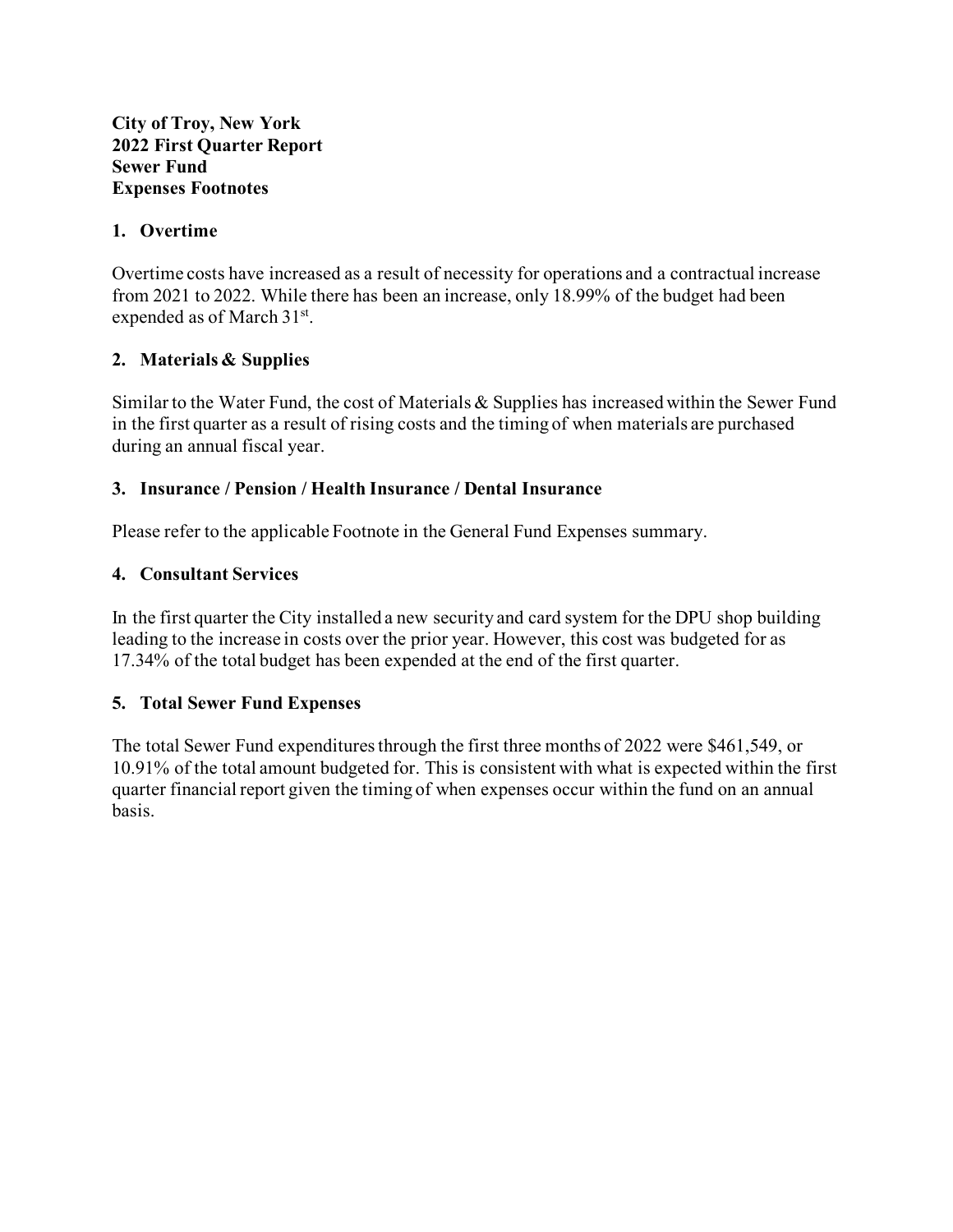**City of Troy, New York**
**2022 First Quarter Report**
**Sewer Fund**
**Expenses Footnotes**

### 1. Overtime

Overtime costs have increased as a result of necessity for operations and a contractual increase from 2021 to 2022. While there has been an increase, only 18.99% of the budget had been expended as of March 31st.

### 2. Materials & Supplies

Similar to the Water Fund, the cost of Materials & Supplies has increased within the Sewer Fund in the first quarter as a result of rising costs and the timing of when materials are purchased during an annual fiscal year.

### 3. Insurance / Pension / Health Insurance / Dental Insurance

Please refer to the applicable Footnote in the General Fund Expenses summary.

### 4. Consultant Services

In the first quarter the City installed a new security and card system for the DPU shop building leading to the increase in costs over the prior year. However, this cost was budgeted for as 17.34% of the total budget has been expended at the end of the first quarter.

### 5. Total Sewer Fund Expenses

The total Sewer Fund expenditures through the first three months of 2022 were $461,549, or 10.91% of the total amount budgeted for. This is consistent with what is expected within the first quarter financial report given the timing of when expenses occur within the fund on an annual basis.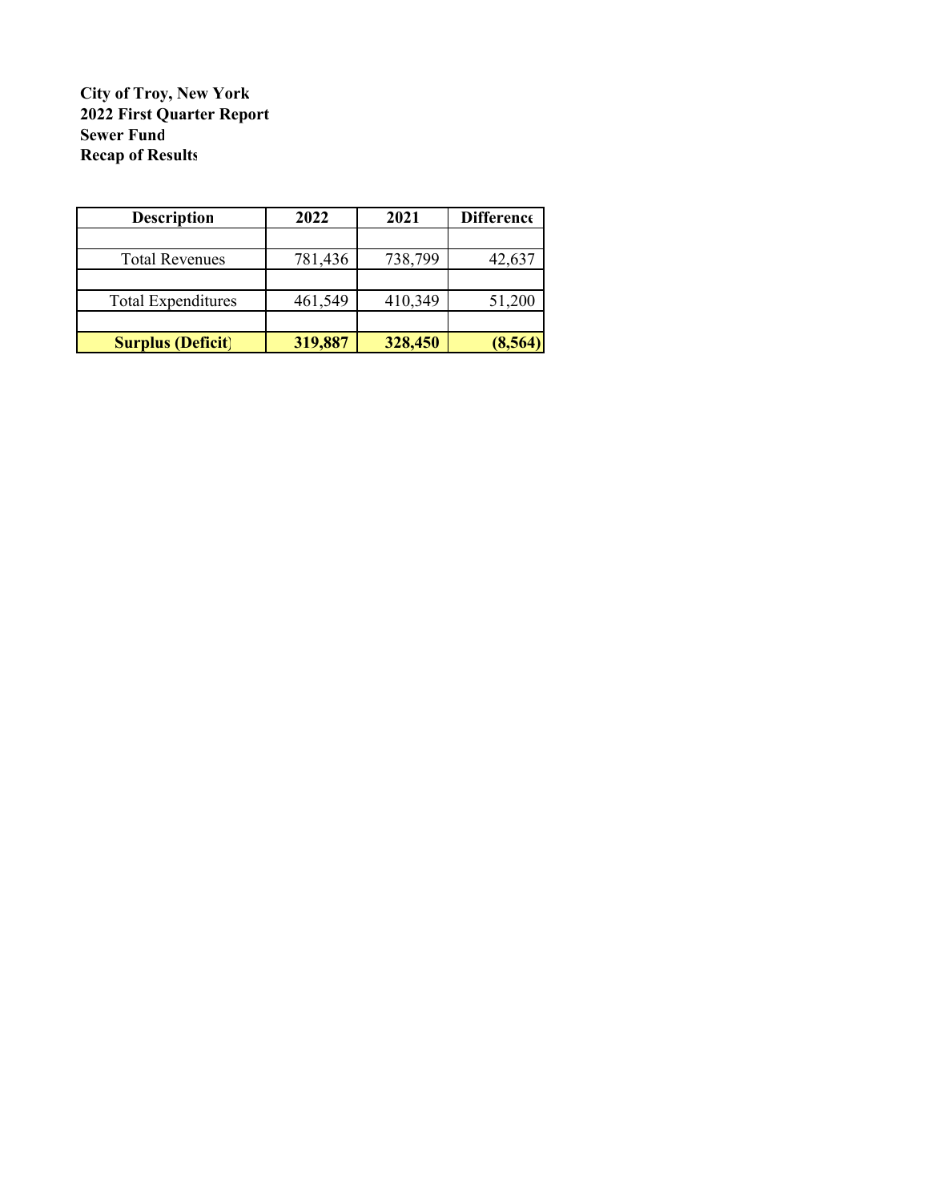**City of Troy, New York**
**2022 First Quarter Report**
**Sewer Fund**
**Recap of Results**

| Description | 2022 | 2021 | Difference |
|---|---|---|---|
| | | | |
| Total Revenues | 781,436 | 738,799 | 42,637 |
| | | | |
| Total Expenditures | 461,549 | 410,349 | 51,200 |
| | | | |
| **Surplus (Deficit)** | **319,887** | **328,450** | **(8,564)** |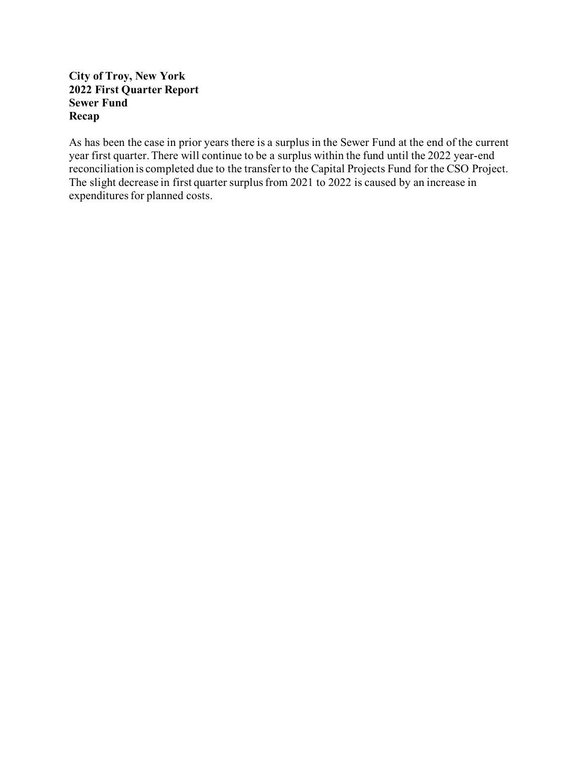**City of Troy, New York**
**2022 First Quarter Report**
**Sewer Fund**
**Recap**

As has been the case in prior years there is a surplus in the Sewer Fund at the end of the current year first quarter. There will continue to be a surplus within the fund until the 2022 year-end reconciliation is completed due to the transfer to the Capital Projects Fund for the CSO Project. The slight decrease in first quarter surplus from 2021 to 2022 is caused by an increase in expenditures for planned costs.